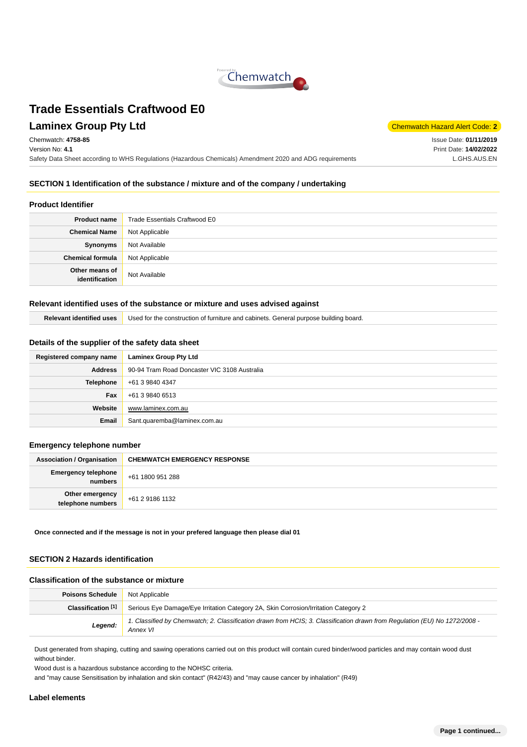# Trade Essentials Craftwood E0

## Laminex Group Pty Ltd

Chemwatch Hazard Alert Code: **2**

Chemwatch: **4758-85**
Version No: **4.1**
Safety Data Sheet according to WHS Regulations (Hazardous Chemicals) Amendment 2020 and ADG requirements

Issue Date: **01/11/2019**
Print Date: **14/02/2022**
L.GHS.AUS.EN

## SECTION 1 Identification of the substance / mixture and of the company / undertaking

### Product Identifier

| | |
|---|---|
| **Product name** | Trade Essentials Craftwood E0 |
| **Chemical Name** | Not Applicable |
| **Synonyms** | Not Available |
| **Chemical formula** | Not Applicable |
| **Other means of identification** | Not Available |

### Relevant identified uses of the substance or mixture and uses advised against

| | |
|---|---|
| **Relevant identified uses** | Used for the construction of furniture and cabinets. General purpose building board. |

### Details of the supplier of the safety data sheet

| | |
|---|---|
| **Registered company name** | **Laminex Group Pty Ltd** |
| **Address** | 90-94 Tram Road Doncaster VIC 3108 Australia |
| **Telephone** | +61 3 9840 4347 |
| **Fax** | +61 3 9840 6513 |
| **Website** | www.laminex.com.au |
| **Email** | Sant.quaremba@laminex.com.au |

### Emergency telephone number

| | |
|---|---|
| **Association / Organisation** | **CHEMWATCH EMERGENCY RESPONSE** |
| **Emergency telephone numbers** | +61 1800 951 288 |
| **Other emergency telephone numbers** | +61 2 9186 1132 |

**Once connected and if the message is not in your prefered language then please dial 01**

## SECTION 2 Hazards identification

### Classification of the substance or mixture

| | |
|---|---|
| **Poisons Schedule** | Not Applicable |
| **Classification [1]** | Serious Eye Damage/Eye Irritation Category 2A, Skin Corrosion/Irritation Category 2 |
| ***Legend:*** | *1. Classified by Chemwatch; 2. Classification drawn from HCIS; 3. Classification drawn from Regulation (EU) No 1272/2008 - Annex VI* |

Dust generated from shaping, cutting and sawing operations carried out on this product will contain cured binder/wood particles and may contain wood dust without binder.
Wood dust is a hazardous substance according to the NOHSC criteria.
and "may cause Sensitisation by inhalation and skin contact" (R42/43) and "may cause cancer by inhalation" (R49)

### Label elements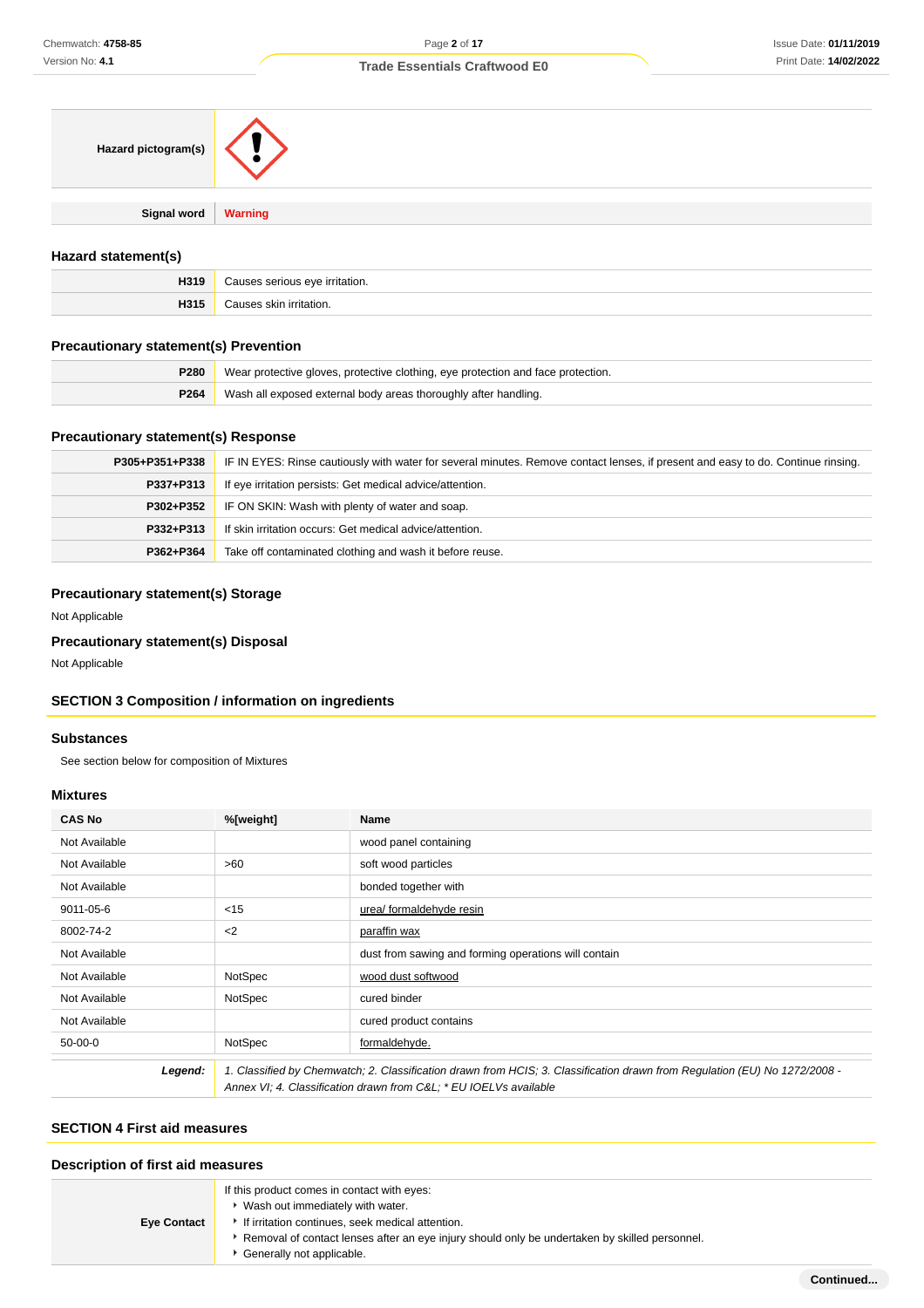| | |
|---|---|
| **Hazard pictogram(s)** | |
| **Signal word** | **Warning** |

### Hazard statement(s)

| | |
|---|---|
| **H319** | Causes serious eye irritation. |
| **H315** | Causes skin irritation. |

### Precautionary statement(s) Prevention

| | |
|---|---|
| **P280** | Wear protective gloves, protective clothing, eye protection and face protection. |
| **P264** | Wash all exposed external body areas thoroughly after handling. |

### Precautionary statement(s) Response

| | |
|---|---|
| **P305+P351+P338** | IF IN EYES: Rinse cautiously with water for several minutes. Remove contact lenses, if present and easy to do. Continue rinsing. |
| **P337+P313** | If eye irritation persists: Get medical advice/attention. |
| **P302+P352** | IF ON SKIN: Wash with plenty of water and soap. |
| **P332+P313** | If skin irritation occurs: Get medical advice/attention. |
| **P362+P364** | Take off contaminated clothing and wash it before reuse. |

### Precautionary statement(s) Storage

Not Applicable

### Precautionary statement(s) Disposal

Not Applicable

## SECTION 3 Composition / information on ingredients

### Substances

See section below for composition of Mixtures

### Mixtures

| CAS No | %[weight] | Name |
|---|---|---|
| Not Available | | wood panel containing |
| Not Available | >60 | soft wood particles |
| Not Available | | bonded together with |
| 9011-05-6 | <15 | urea/ formaldehyde resin |
| 8002-74-2 | <2 | paraffin wax |
| Not Available | | dust from sawing and forming operations will contain |
| Not Available | NotSpec | wood dust softwood |
| Not Available | NotSpec | cured binder |
| Not Available | | cured product contains |
| 50-00-0 | NotSpec | formaldehyde. |

| | |
|---|---|
| ***Legend:*** | *1. Classified by Chemwatch; 2. Classification drawn from HCIS; 3. Classification drawn from Regulation (EU) No 1272/2008 - Annex VI; 4. Classification drawn from C&L; * EU IOELVs available* |

## SECTION 4 First aid measures

### Description of first aid measures

| | |
|---|---|
| **Eye Contact** | If this product comes in contact with eyes:<br>‣ Wash out immediately with water.<br>‣ If irritation continues, seek medical attention.<br>‣ Removal of contact lenses after an eye injury should only be undertaken by skilled personnel.<br>‣ Generally not applicable. |

Continued...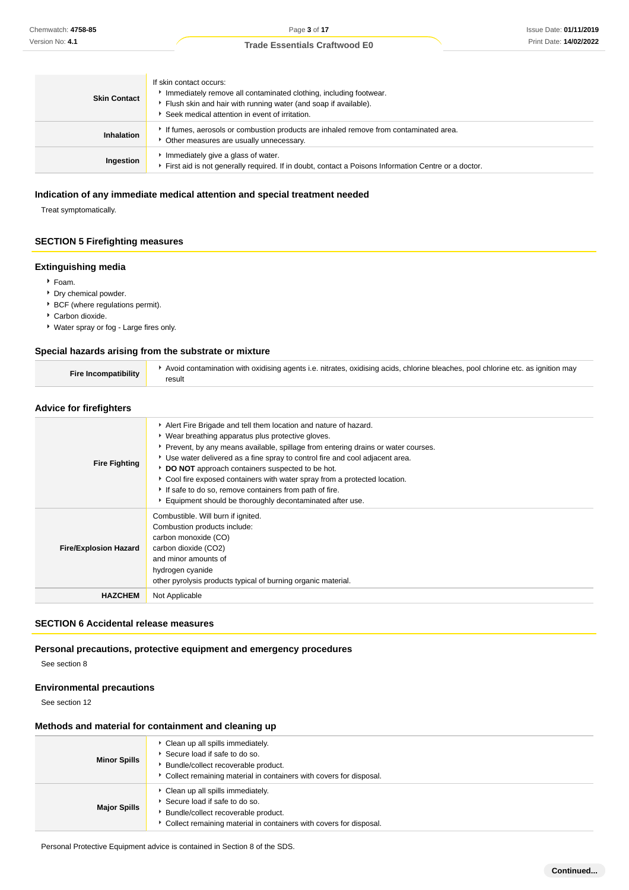| | |
|---|---|
| **Skin Contact** | If skin contact occurs:<br>▸ Immediately remove all contaminated clothing, including footwear.<br>▸ Flush skin and hair with running water (and soap if available).<br>▸ Seek medical attention in event of irritation. |
| **Inhalation** | ▸ If fumes, aerosols or combustion products are inhaled remove from contaminated area.<br>▸ Other measures are usually unnecessary. |
| **Ingestion** | ▸ Immediately give a glass of water.<br>▸ First aid is not generally required. If in doubt, contact a Poisons Information Centre or a doctor. |

### Indication of any immediate medical attention and special treatment needed

Treat symptomatically.

## SECTION 5 Firefighting measures

### Extinguishing media

- Foam.
- Dry chemical powder.
- BCF (where regulations permit).
- Carbon dioxide.
- Water spray or fog - Large fires only.

### Special hazards arising from the substrate or mixture

| | |
|---|---|
| **Fire Incompatibility** | ▸ Avoid contamination with oxidising agents i.e. nitrates, oxidising acids, chlorine bleaches, pool chlorine etc. as ignition may result |

### Advice for firefighters

| | |
|---|---|
| **Fire Fighting** | ▸ Alert Fire Brigade and tell them location and nature of hazard.<br>▸ Wear breathing apparatus plus protective gloves.<br>▸ Prevent, by any means available, spillage from entering drains or water courses.<br>▸ Use water delivered as a fine spray to control fire and cool adjacent area.<br>▸ **DO NOT** approach containers suspected to be hot.<br>▸ Cool fire exposed containers with water spray from a protected location.<br>▸ If safe to do so, remove containers from path of fire.<br>▸ Equipment should be thoroughly decontaminated after use. |
| **Fire/Explosion Hazard** | Combustible. Will burn if ignited.<br>Combustion products include:<br>carbon monoxide (CO)<br>carbon dioxide ($CO_2$)<br>and minor amounts of<br>hydrogen cyanide<br>other pyrolysis products typical of burning organic material. |
| **HAZCHEM** | Not Applicable |

## SECTION 6 Accidental release measures

### Personal precautions, protective equipment and emergency procedures

See section 8

### Environmental precautions

See section 12

### Methods and material for containment and cleaning up

| | |
|---|---|
| **Minor Spills** | ▸ Clean up all spills immediately.<br>▸ Secure load if safe to do so.<br>▸ Bundle/collect recoverable product.<br>▸ Collect remaining material in containers with covers for disposal. |
| **Major Spills** | ▸ Clean up all spills immediately.<br>▸ Secure load if safe to do so.<br>▸ Bundle/collect recoverable product.<br>▸ Collect remaining material in containers with covers for disposal. |

Personal Protective Equipment advice is contained in Section 8 of the SDS.

Continued...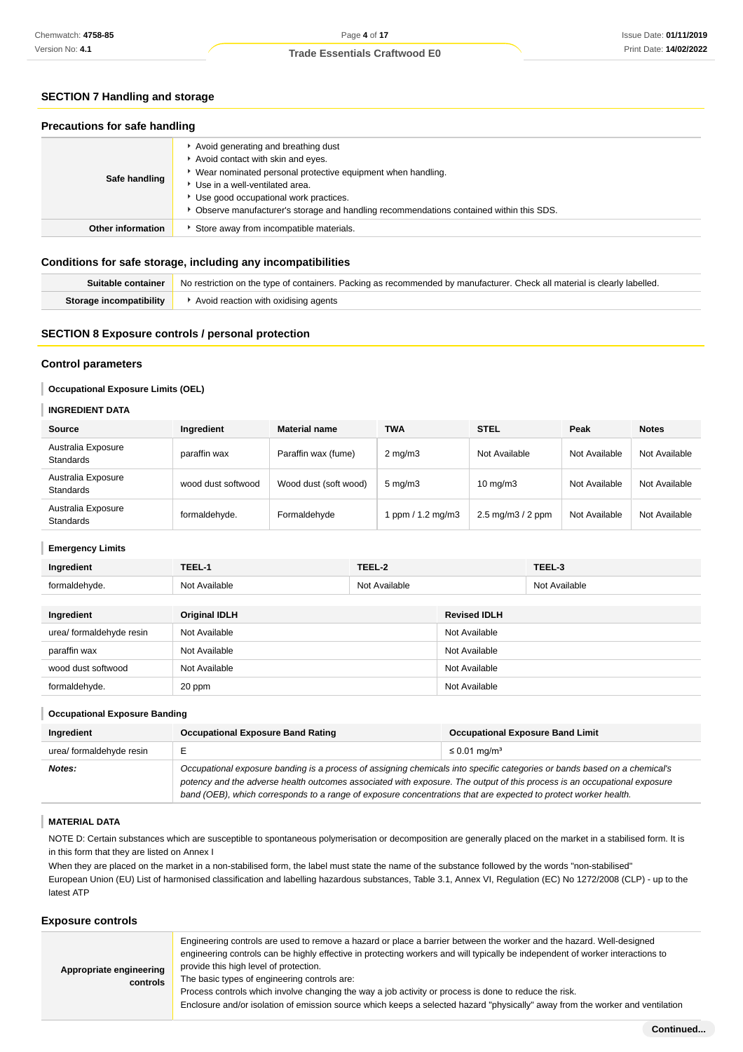## SECTION 7 Handling and storage

### Precautions for safe handling

| | |
|---|---|
| **Safe handling** | ‣ Avoid generating and breathing dust<br>‣ Avoid contact with skin and eyes.<br>‣ Wear nominated personal protective equipment when handling.<br>‣ Use in a well-ventilated area.<br>‣ Use good occupational work practices.<br>‣ Observe manufacturer's storage and handling recommendations contained within this SDS. |
| **Other information** | ‣ Store away from incompatible materials. |

### Conditions for safe storage, including any incompatibilities

| | |
|---|---|
| **Suitable container** | No restriction on the type of containers. Packing as recommended by manufacturer. Check all material is clearly labelled. |
| **Storage incompatibility** | ‣ Avoid reaction with oxidising agents |

## SECTION 8 Exposure controls / personal protection

### Control parameters

**Occupational Exposure Limits (OEL)**

**INGREDIENT DATA**

| Source | Ingredient | Material name | TWA | STEL | Peak | Notes |
|---|---|---|---|---|---|---|
| Australia Exposure Standards | paraffin wax | Paraffin wax (fume) | 2 mg/m3 | Not Available | Not Available | Not Available |
| Australia Exposure Standards | wood dust softwood | Wood dust (soft wood) | 5 mg/m3 | 10 mg/m3 | Not Available | Not Available |
| Australia Exposure Standards | formaldehyde. | Formaldehyde | 1 ppm / 1.2 mg/m3 | 2.5 mg/m3 / 2 ppm | Not Available | Not Available |

**Emergency Limits**

| Ingredient | TEEL-1 | TEEL-2 | TEEL-3 |
|---|---|---|---|
| formaldehyde. | Not Available | Not Available | Not Available |

| Ingredient | Original IDLH | Revised IDLH |
|---|---|---|
| urea/ formaldehyde resin | Not Available | Not Available |
| paraffin wax | Not Available | Not Available |
| wood dust softwood | Not Available | Not Available |
| formaldehyde. | 20 ppm | Not Available |

**Occupational Exposure Banding**

| Ingredient | Occupational Exposure Band Rating | Occupational Exposure Band Limit |
|---|---|---|
| urea/ formaldehyde resin | E | ≤ 0.01 mg/m³ |
| ***Notes:*** | *Occupational exposure banding is a process of assigning chemicals into specific categories or bands based on a chemical's potency and the adverse health outcomes associated with exposure. The output of this process is an occupational exposure band (OEB), which corresponds to a range of exposure concentrations that are expected to protect worker health.* | |

**MATERIAL DATA**

NOTE D: Certain substances which are susceptible to spontaneous polymerisation or decomposition are generally placed on the market in a stabilised form. It is in this form that they are listed on Annex I

When they are placed on the market in a non-stabilised form, the label must state the name of the substance followed by the words "non-stabilised"

European Union (EU) List of harmonised classification and labelling hazardous substances, Table 3.1, Annex VI, Regulation (EC) No 1272/2008 (CLP) - up to the latest ATP

### Exposure controls

| | |
|---|---|
| **Appropriate engineering controls** | Engineering controls are used to remove a hazard or place a barrier between the worker and the hazard. Well-designed engineering controls can be highly effective in protecting workers and will typically be independent of worker interactions to provide this high level of protection.<br>The basic types of engineering controls are:<br>Process controls which involve changing the way a job activity or process is done to reduce the risk.<br>Enclosure and/or isolation of emission source which keeps a selected hazard "physically" away from the worker and ventilation |

**Continued...**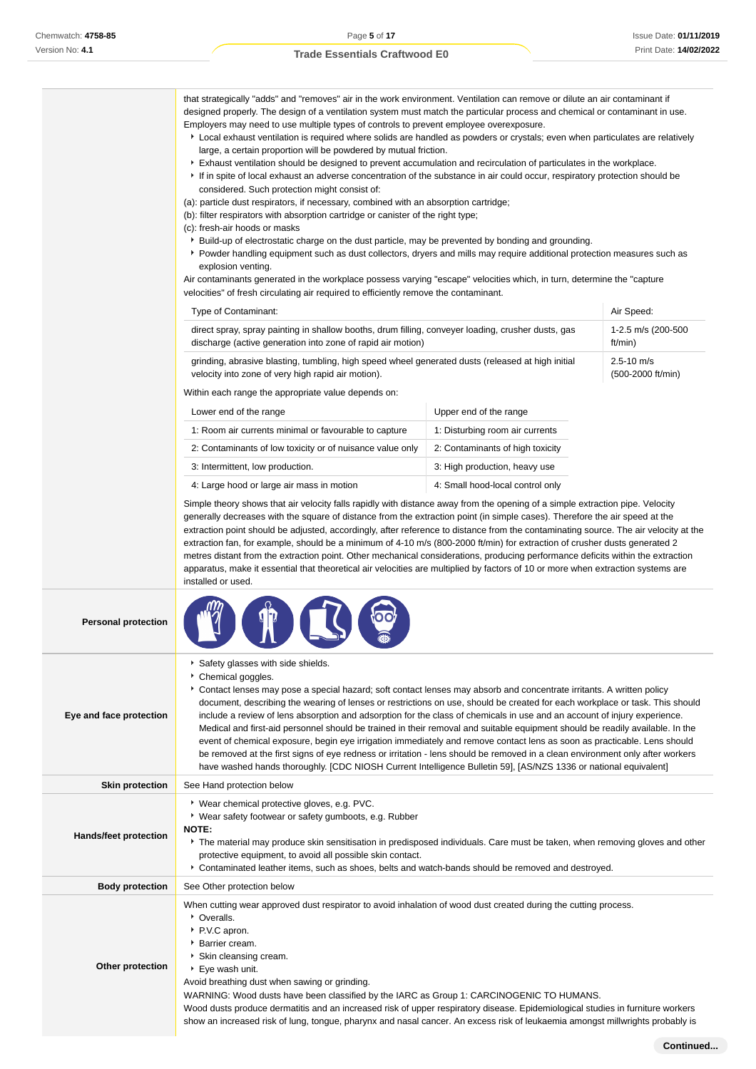that strategically "adds" and "removes" air in the work environment. Ventilation can remove or dilute an air contaminant if designed properly. The design of a ventilation system must match the particular process and chemical or contaminant in use. Employers may need to use multiple types of controls to prevent employee overexposure.

- Local exhaust ventilation is required where solids are handled as powders or crystals; even when particulates are relatively large, a certain proportion will be powdered by mutual friction.
- Exhaust ventilation should be designed to prevent accumulation and recirculation of particulates in the workplace.
- If in spite of local exhaust an adverse concentration of the substance in air could occur, respiratory protection should be considered. Such protection might consist of:

(a): particle dust respirators, if necessary, combined with an absorption cartridge;
(b): filter respirators with absorption cartridge or canister of the right type;
(c): fresh-air hoods or masks

- Build-up of electrostatic charge on the dust particle, may be prevented by bonding and grounding.
- Powder handling equipment such as dust collectors, dryers and mills may require additional protection measures such as explosion venting.

Air contaminants generated in the workplace possess varying "escape" velocities which, in turn, determine the "capture velocities" of fresh circulating air required to efficiently remove the contaminant.

| Type of Contaminant: | Air Speed: |
|---|---|
| direct spray, spray painting in shallow booths, drum filling, conveyer loading, crusher dusts, gas discharge (active generation into zone of rapid air motion) | 1-2.5 m/s (200-500 ft/min) |
| grinding, abrasive blasting, tumbling, high speed wheel generated dusts (released at high initial velocity into zone of very high rapid air motion). | 2.5-10 m/s (500-2000 ft/min) |

Within each range the appropriate value depends on:

| Lower end of the range | Upper end of the range |
|---|---|
| 1: Room air currents minimal or favourable to capture | 1: Disturbing room air currents |
| 2: Contaminants of low toxicity or of nuisance value only | 2: Contaminants of high toxicity |
| 3: Intermittent, low production. | 3: High production, heavy use |
| 4: Large hood or large air mass in motion | 4: Small hood-local control only |

Simple theory shows that air velocity falls rapidly with distance away from the opening of a simple extraction pipe. Velocity generally decreases with the square of distance from the extraction point (in simple cases). Therefore the air speed at the extraction point should be adjusted, accordingly, after reference to distance from the contaminating source. The air velocity at the extraction fan, for example, should be a minimum of 4-10 m/s (800-2000 ft/min) for extraction of crusher dusts generated 2 metres distant from the extraction point. Other mechanical considerations, producing performance deficits within the extraction apparatus, make it essential that theoretical air velocities are multiplied by factors of 10 or more when extraction systems are installed or used.

**Personal protection**

**Eye and face protection**

- Safety glasses with side shields.
- Chemical goggles.
- Contact lenses may pose a special hazard; soft contact lenses may absorb and concentrate irritants. A written policy document, describing the wearing of lenses or restrictions on use, should be created for each workplace or task. This should include a review of lens absorption and adsorption for the class of chemicals in use and an account of injury experience. Medical and first-aid personnel should be trained in their removal and suitable equipment should be readily available. In the event of chemical exposure, begin eye irrigation immediately and remove contact lens as soon as practicable. Lens should be removed at the first signs of eye redness or irritation - lens should be removed in a clean environment only after workers have washed hands thoroughly. [CDC NIOSH Current Intelligence Bulletin 59], [AS/NZS 1336 or national equivalent]

**Skin protection**

See Hand protection below

**Hands/feet protection**

- Wear chemical protective gloves, e.g. PVC.
- Wear safety footwear or safety gumboots, e.g. Rubber

**NOTE:**

- The material may produce skin sensitisation in predisposed individuals. Care must be taken, when removing gloves and other protective equipment, to avoid all possible skin contact.
- Contaminated leather items, such as shoes, belts and watch-bands should be removed and destroyed.

**Body protection**

See Other protection below

**Other protection**

When cutting wear approved dust respirator to avoid inhalation of wood dust created during the cutting process.

- Overalls.
- P.V.C apron.
- Barrier cream.
- Skin cleansing cream.
- Eye wash unit.

Avoid breathing dust when sawing or grinding.
WARNING: Wood dusts have been classified by the IARC as Group 1: CARCINOGENIC TO HUMANS.
Wood dusts produce dermatitis and an increased risk of upper respiratory disease. Epidemiological studies in furniture workers show an increased risk of lung, tongue, pharynx and nasal cancer. An excess risk of leukaemia amongst millwrights probably is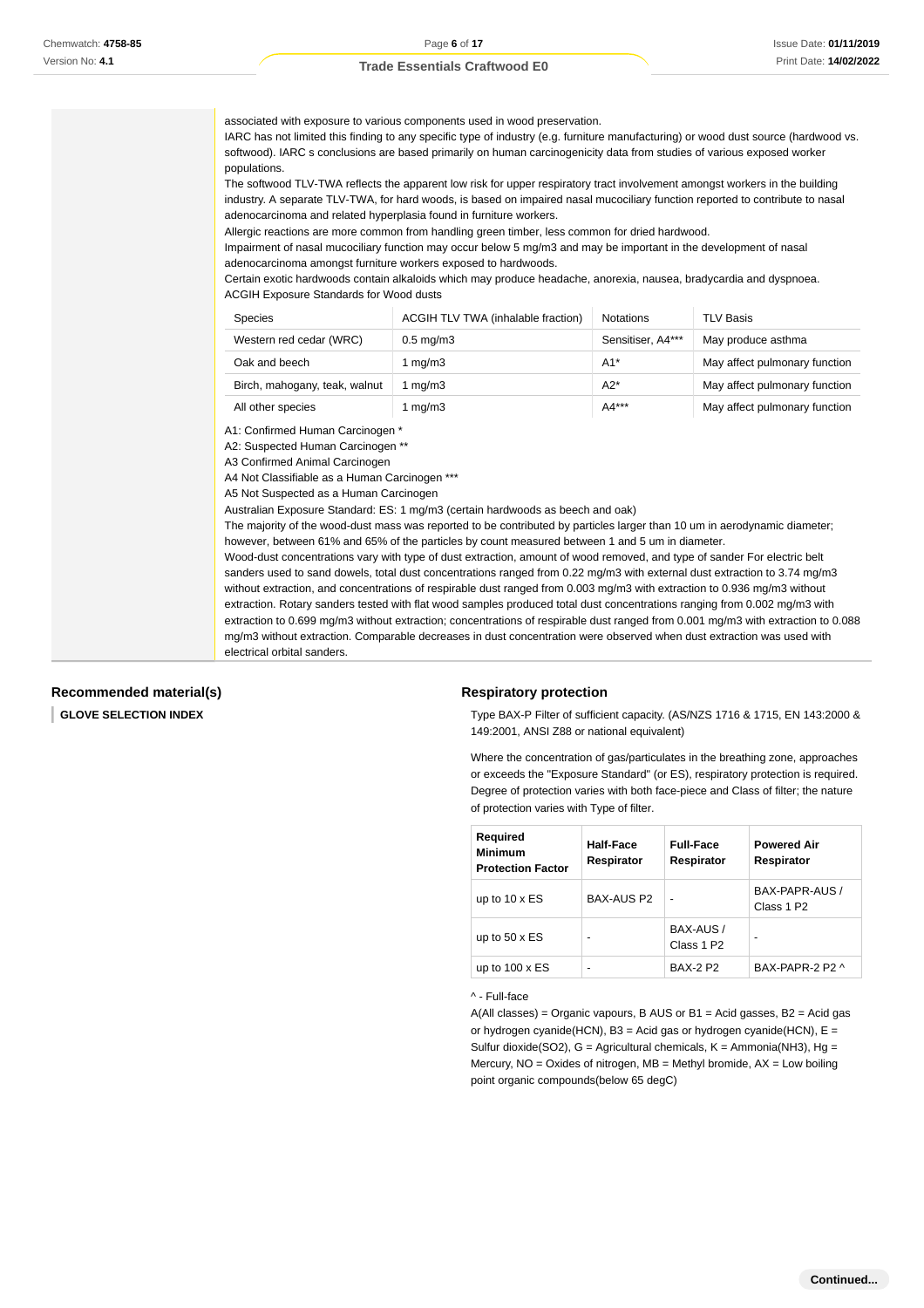associated with exposure to various components used in wood preservation.
IARC has not limited this finding to any specific type of industry (e.g. furniture manufacturing) or wood dust source (hardwood vs. softwood). IARC s conclusions are based primarily on human carcinogenicity data from studies of various exposed worker populations.
The softwood TLV-TWA reflects the apparent low risk for upper respiratory tract involvement amongst workers in the building industry. A separate TLV-TWA, for hard woods, is based on impaired nasal mucociliary function reported to contribute to nasal adenocarcinoma and related hyperplasia found in furniture workers.
Allergic reactions are more common from handling green timber, less common for dried hardwood.
Impairment of nasal mucociliary function may occur below 5 mg/m3 and may be important in the development of nasal adenocarcinoma amongst furniture workers exposed to hardwoods.
Certain exotic hardwoods contain alkaloids which may produce headache, anorexia, nausea, bradycardia and dyspnoea.
ACGIH Exposure Standards for Wood dusts

| Species | ACGIH TLV TWA (inhalable fraction) | Notations | TLV Basis |
|---|---|---|---|
| Western red cedar (WRC) | 0.5 mg/m3 | Sensitiser, A4*** | May produce asthma |
| Oak and beech | 1 mg/m3 | A1* | May affect pulmonary function |
| Birch, mahogany, teak, walnut | 1 mg/m3 | A2* | May affect pulmonary function |
| All other species | 1 mg/m3 | A4*** | May affect pulmonary function |

A1: Confirmed Human Carcinogen *
A2: Suspected Human Carcinogen **
A3 Confirmed Animal Carcinogen
A4 Not Classifiable as a Human Carcinogen ***
A5 Not Suspected as a Human Carcinogen
Australian Exposure Standard: ES: 1 mg/m3 (certain hardwoods as beech and oak)
The majority of the wood-dust mass was reported to be contributed by particles larger than 10 um in aerodynamic diameter; however, between 61% and 65% of the particles by count measured between 1 and 5 um in diameter.
Wood-dust concentrations vary with type of dust extraction, amount of wood removed, and type of sander For electric belt sanders used to sand dowels, total dust concentrations ranged from 0.22 mg/m3 with external dust extraction to 3.74 mg/m3 without extraction, and concentrations of respirable dust ranged from 0.003 mg/m3 with extraction to 0.936 mg/m3 without extraction. Rotary sanders tested with flat wood samples produced total dust concentrations ranging from 0.002 mg/m3 with extraction to 0.699 mg/m3 without extraction; concentrations of respirable dust ranged from 0.001 mg/m3 with extraction to 0.088 mg/m3 without extraction. Comparable decreases in dust concentration were observed when dust extraction was used with electrical orbital sanders.

## Recommended material(s)

**GLOVE SELECTION INDEX**

## Respiratory protection

Type BAX-P Filter of sufficient capacity. (AS/NZS 1716 & 1715, EN 143:2000 & 149:2001, ANSI Z88 or national equivalent)

Where the concentration of gas/particulates in the breathing zone, approaches or exceeds the "Exposure Standard" (or ES), respiratory protection is required. Degree of protection varies with both face-piece and Class of filter; the nature of protection varies with Type of filter.

| Required Minimum Protection Factor | Half-Face Respirator | Full-Face Respirator | Powered Air Respirator |
|---|---|---|---|
| up to 10 x ES | BAX-AUS P2 | - | BAX-PAPR-AUS / Class 1 P2 |
| up to 50 x ES | - | BAX-AUS / Class 1 P2 | - |
| up to 100 x ES | - | BAX-2 P2 | BAX-PAPR-2 P2 ^ |

^ - Full-face
A(All classes) = Organic vapours, B AUS or B1 = Acid gasses, B2 = Acid gas or hydrogen cyanide(HCN), B3 = Acid gas or hydrogen cyanide(HCN), E = Sulfur dioxide(SO2), G = Agricultural chemicals, K = Ammonia(NH3), Hg = Mercury, NO = Oxides of nitrogen, MB = Methyl bromide, AX = Low boiling point organic compounds(below 65 degC)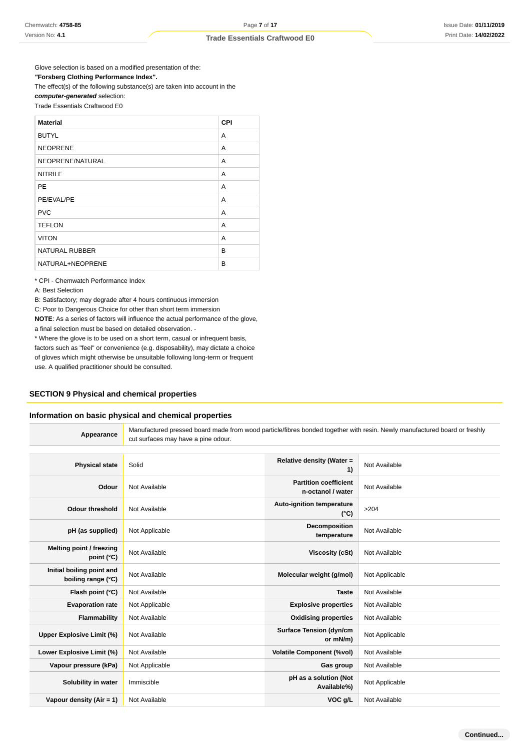Glove selection is based on a modified presentation of the:
***"Forsberg Clothing Performance Index".***
The effect(s) of the following substance(s) are taken into account in the ***computer-generated*** selection:
Trade Essentials Craftwood E0

| Material | CPI |
| --- | --- |
| BUTYL | A |
| NEOPRENE | A |
| NEOPRENE/NATURAL | A |
| NITRILE | A |
| PE | A |
| PE/EVAL/PE | A |
| PVC | A |
| TEFLON | A |
| VITON | A |
| NATURAL RUBBER | B |
| NATURAL+NEOPRENE | B |

* CPI - Chemwatch Performance Index
A: Best Selection
B: Satisfactory; may degrade after 4 hours continuous immersion
C: Poor to Dangerous Choice for other than short term immersion
**NOTE**: As a series of factors will influence the actual performance of the glove, a final selection must be based on detailed observation. -
* Where the glove is to be used on a short term, casual or infrequent basis, factors such as "feel" or convenience (e.g. disposability), may dictate a choice of gloves which might otherwise be unsuitable following long-term or frequent use. A qualified practitioner should be consulted.

## SECTION 9 Physical and chemical properties

### Information on basic physical and chemical properties

| | |
| --- | --- |
| **Appearance** | Manufactured pressed board made from wood particle/fibres bonded together with resin. Newly manufactured board or freshly cut surfaces may have a pine odour. |

| | | | |
| --- | --- | --- | --- |
| **Physical state** | Solid | **Relative density (Water = 1)** | Not Available |
| **Odour** | Not Available | **Partition coefficient n-octanol / water** | Not Available |
| **Odour threshold** | Not Available | **Auto-ignition temperature (°C)** | >204 |
| **pH (as supplied)** | Not Applicable | **Decomposition temperature** | Not Available |
| **Melting point / freezing point (°C)** | Not Available | **Viscosity (cSt)** | Not Available |
| **Initial boiling point and boiling range (°C)** | Not Available | **Molecular weight (g/mol)** | Not Applicable |
| **Flash point (°C)** | Not Available | **Taste** | Not Available |
| **Evaporation rate** | Not Applicable | **Explosive properties** | Not Available |
| **Flammability** | Not Available | **Oxidising properties** | Not Available |
| **Upper Explosive Limit (%)** | Not Available | **Surface Tension (dyn/cm or mN/m)** | Not Applicable |
| **Lower Explosive Limit (%)** | Not Available | **Volatile Component (%vol)** | Not Available |
| **Vapour pressure (kPa)** | Not Applicable | **Gas group** | Not Available |
| **Solubility in water** | Immiscible | **pH as a solution (Not Available%)** | Not Applicable |
| **Vapour density (Air = 1)** | Not Available | **VOC g/L** | Not Available |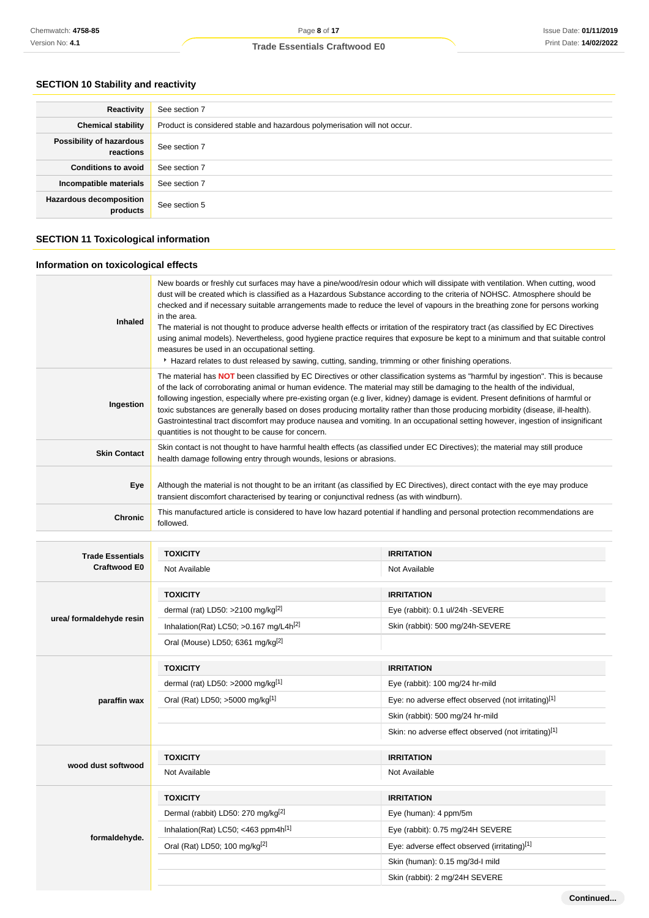## SECTION 10 Stability and reactivity

| | |
|---|---|
| **Reactivity** | See section 7 |
| **Chemical stability** | Product is considered stable and hazardous polymerisation will not occur. |
| **Possibility of hazardous reactions** | See section 7 |
| **Conditions to avoid** | See section 7 |
| **Incompatible materials** | See section 7 |
| **Hazardous decomposition products** | See section 5 |

## SECTION 11 Toxicological information

### Information on toxicological effects

| | |
|---|---|
| **Inhaled** | New boards or freshly cut surfaces may have a pine/wood/resin odour which will dissipate with ventilation. When cutting, wood dust will be created which is classified as a Hazardous Substance according to the criteria of NOHSC. Atmosphere should be checked and if necessary suitable arrangements made to reduce the level of vapours in the breathing zone for persons working in the area.<br>The material is not thought to produce adverse health effects or irritation of the respiratory tract (as classified by EC Directives using animal models). Nevertheless, good hygiene practice requires that exposure be kept to a minimum and that suitable control measures be used in an occupational setting.<br>‣ Hazard relates to dust released by sawing, cutting, sanding, trimming or other finishing operations. |
| **Ingestion** | The material has **NOT** been classified by EC Directives or other classification systems as "harmful by ingestion". This is because of the lack of corroborating animal or human evidence. The material may still be damaging to the health of the individual, following ingestion, especially where pre-existing organ (e.g liver, kidney) damage is evident. Present definitions of harmful or toxic substances are generally based on doses producing mortality rather than those producing morbidity (disease, ill-health). Gastrointestinal tract discomfort may produce nausea and vomiting. In an occupational setting however, ingestion of insignificant quantities is not thought to be cause for concern. |
| **Skin Contact** | Skin contact is not thought to have harmful health effects (as classified under EC Directives); the material may still produce health damage following entry through wounds, lesions or abrasions. |
| **Eye** | Although the material is not thought to be an irritant (as classified by EC Directives), direct contact with the eye may produce transient discomfort characterised by tearing or conjunctival redness (as with windburn). |
| **Chronic** | This manufactured article is considered to have low hazard potential if handling and personal protection recommendations are followed. |

| | TOXICITY | IRRITATION |
|---|---|---|
| **Trade Essentials Craftwood E0** | Not Available | Not Available |
| **urea/ formaldehyde resin** | **TOXICITY** | **IRRITATION** |
| | dermal (rat) LD50: >2100 mg/kg[2] | Eye (rabbit): 0.1 ul/24h -SEVERE |
| | Inhalation(Rat) LC50; >0.167 mg/L4h[2] | Skin (rabbit): 500 mg/24h-SEVERE |
| | Oral (Mouse) LD50; 6361 mg/kg[2] | |
| **paraffin wax** | **TOXICITY** | **IRRITATION** |
| | dermal (rat) LD50: >2000 mg/kg[1] | Eye (rabbit): 100 mg/24 hr-mild |
| | Oral (Rat) LD50; >5000 mg/kg[1] | Eye: no adverse effect observed (not irritating)[1] |
| | | Skin (rabbit): 500 mg/24 hr-mild |
| | | Skin: no adverse effect observed (not irritating)[1] |
| **wood dust softwood** | **TOXICITY** | **IRRITATION** |
| | Not Available | Not Available |
| **formaldehyde.** | **TOXICITY** | **IRRITATION** |
| | Dermal (rabbit) LD50: 270 mg/kg[2] | Eye (human): 4 ppm/5m |
| | Inhalation(Rat) LC50; <463 ppm4h[1] | Eye (rabbit): 0.75 mg/24H SEVERE |
| | Oral (Rat) LD50; 100 mg/kg[2] | Eye: adverse effect observed (irritating)[1] |
| | | Skin (human): 0.15 mg/3d-I mild |
| | | Skin (rabbit): 2 mg/24H SEVERE |

Continued...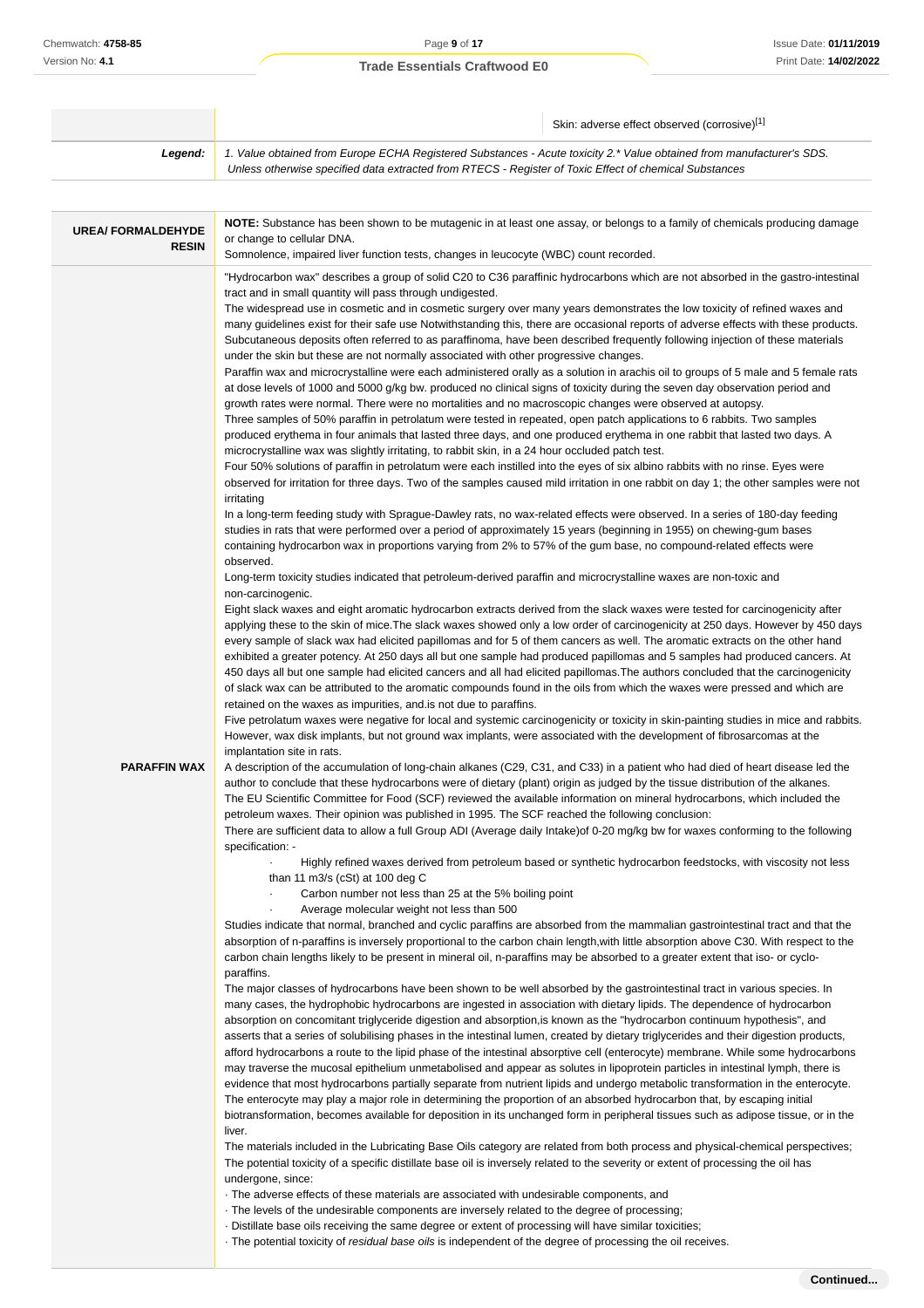| | Skin: adverse effect observed (corrosive)[1] |
|---|---|
| **Legend:** | *1. Value obtained from Europe ECHA Registered Substances - Acute toxicity 2.\* Value obtained from manufacturer's SDS. Unless otherwise specified data extracted from RTECS - Register of Toxic Effect of chemical Substances* |

| | |
|---|---|
| **UREA/ FORMALDEHYDE RESIN** | **NOTE:** Substance has been shown to be mutagenic in at least one assay, or belongs to a family of chemicals producing damage or change to cellular DNA.<br>Somnolence, impaired liver function tests, changes in leucocyte (WBC) count recorded. |
| **PARAFFIN WAX** | "Hydrocarbon wax" describes a group of solid C20 to C36 paraffinic hydrocarbons which are not absorbed in the gastro-intestinal tract and in small quantity will pass through undigested.<br>The widespread use in cosmetic and in cosmetic surgery over many years demonstrates the low toxicity of refined waxes and many guidelines exist for their safe use Notwithstanding this, there are occasional reports of adverse effects with these products. Subcutaneous deposits often referred to as paraffinoma, have been described frequently following injection of these materials under the skin but these are not normally associated with other progressive changes.<br>Paraffin wax and microcrystalline were each administered orally as a solution in arachis oil to groups of 5 male and 5 female rats at dose levels of 1000 and 5000 g/kg bw. produced no clinical signs of toxicity during the seven day observation period and growth rates were normal. There were no mortalities and no macroscopic changes were observed at autopsy.<br>Three samples of 50% paraffin in petrolatum were tested in repeated, open patch applications to 6 rabbits. Two samples produced erythema in four animals that lasted three days, and one produced erythema in one rabbit that lasted two days. A microcrystalline wax was slightly irritating, to rabbit skin, in a 24 hour occluded patch test.<br>Four 50% solutions of paraffin in petrolatum were each instilled into the eyes of six albino rabbits with no rinse. Eyes were observed for irritation for three days. Two of the samples caused mild irritation in one rabbit on day 1; the other samples were not irritating<br>In a long-term feeding study with Sprague-Dawley rats, no wax-related effects were observed. In a series of 180-day feeding studies in rats that were performed over a period of approximately 15 years (beginning in 1955) on chewing-gum bases containing hydrocarbon wax in proportions varying from 2% to 57% of the gum base, no compound-related effects were observed.<br>Long-term toxicity studies indicated that petroleum-derived paraffin and microcrystalline waxes are non-toxic and non-carcinogenic.<br>Eight slack waxes and eight aromatic hydrocarbon extracts derived from the slack waxes were tested for carcinogenicity after applying these to the skin of mice.The slack waxes showed only a low order of carcinogenicity at 250 days. However by 450 days every sample of slack wax had elicited papillomas and for 5 of them cancers as well. The aromatic extracts on the other hand exhibited a greater potency. At 250 days all but one sample had produced papillomas and 5 samples had produced cancers. At 450 days all but one sample had elicited cancers and all had elicited papillomas.The authors concluded that the carcinogenicity of slack wax can be attributed to the aromatic compounds found in the oils from which the waxes were pressed and which are retained on the waxes as impurities, and.is not due to paraffins.<br>Five petrolatum waxes were negative for local and systemic carcinogenicity or toxicity in skin-painting studies in mice and rabbits. However, wax disk implants, but not ground wax implants, were associated with the development of fibrosarcomas at the implantation site in rats.<br>A description of the accumulation of long-chain alkanes (C29, C31, and C33) in a patient who had died of heart disease led the author to conclude that these hydrocarbons were of dietary (plant) origin as judged by the tissue distribution of the alkanes.<br>The EU Scientific Committee for Food (SCF) reviewed the available information on mineral hydrocarbons, which included the petroleum waxes. Their opinion was published in 1995. The SCF reached the following conclusion:<br>There are sufficient data to allow a full Group ADI (Average daily Intake)of 0-20 mg/kg bw for waxes conforming to the following specification: -<br>· Highly refined waxes derived from petroleum based or synthetic hydrocarbon feedstocks, with viscosity not less than 11 m3/s (cSt) at 100 deg C<br>· Carbon number not less than 25 at the 5% boiling point<br>· Average molecular weight not less than 500<br>Studies indicate that normal, branched and cyclic paraffins are absorbed from the mammalian gastrointestinal tract and that the absorption of n-paraffins is inversely proportional to the carbon chain length,with little absorption above C30. With respect to the carbon chain lengths likely to be present in mineral oil, n-paraffins may be absorbed to a greater extent that iso- or cyclo-paraffins.<br>The major classes of hydrocarbons have been shown to be well absorbed by the gastrointestinal tract in various species. In many cases, the hydrophobic hydrocarbons are ingested in association with dietary lipids. The dependence of hydrocarbon absorption on concomitant triglyceride digestion and absorption,is known as the "hydrocarbon continuum hypothesis", and asserts that a series of solubilising phases in the intestinal lumen, created by dietary triglycerides and their digestion products, afford hydrocarbons a route to the lipid phase of the intestinal absorptive cell (enterocyte) membrane. While some hydrocarbons may traverse the mucosal epithelium unmetabolised and appear as solutes in lipoprotein particles in intestinal lymph, there is evidence that most hydrocarbons partially separate from nutrient lipids and undergo metabolic transformation in the enterocyte. The enterocyte may play a major role in determining the proportion of an absorbed hydrocarbon that, by escaping initial biotransformation, becomes available for deposition in its unchanged form in peripheral tissues such as adipose tissue, or in the liver.<br>The materials included in the Lubricating Base Oils category are related from both process and physical-chemical perspectives; The potential toxicity of a specific distillate base oil is inversely related to the severity or extent of processing the oil has undergone, since:<br>· The adverse effects of these materials are associated with undesirable components, and<br>· The levels of the undesirable components are inversely related to the degree of processing;<br>· Distillate base oils receiving the same degree or extent of processing will have similar toxicities;<br>· The potential toxicity of *residual base oils* is independent of the degree of processing the oil receives. |

**Continued...**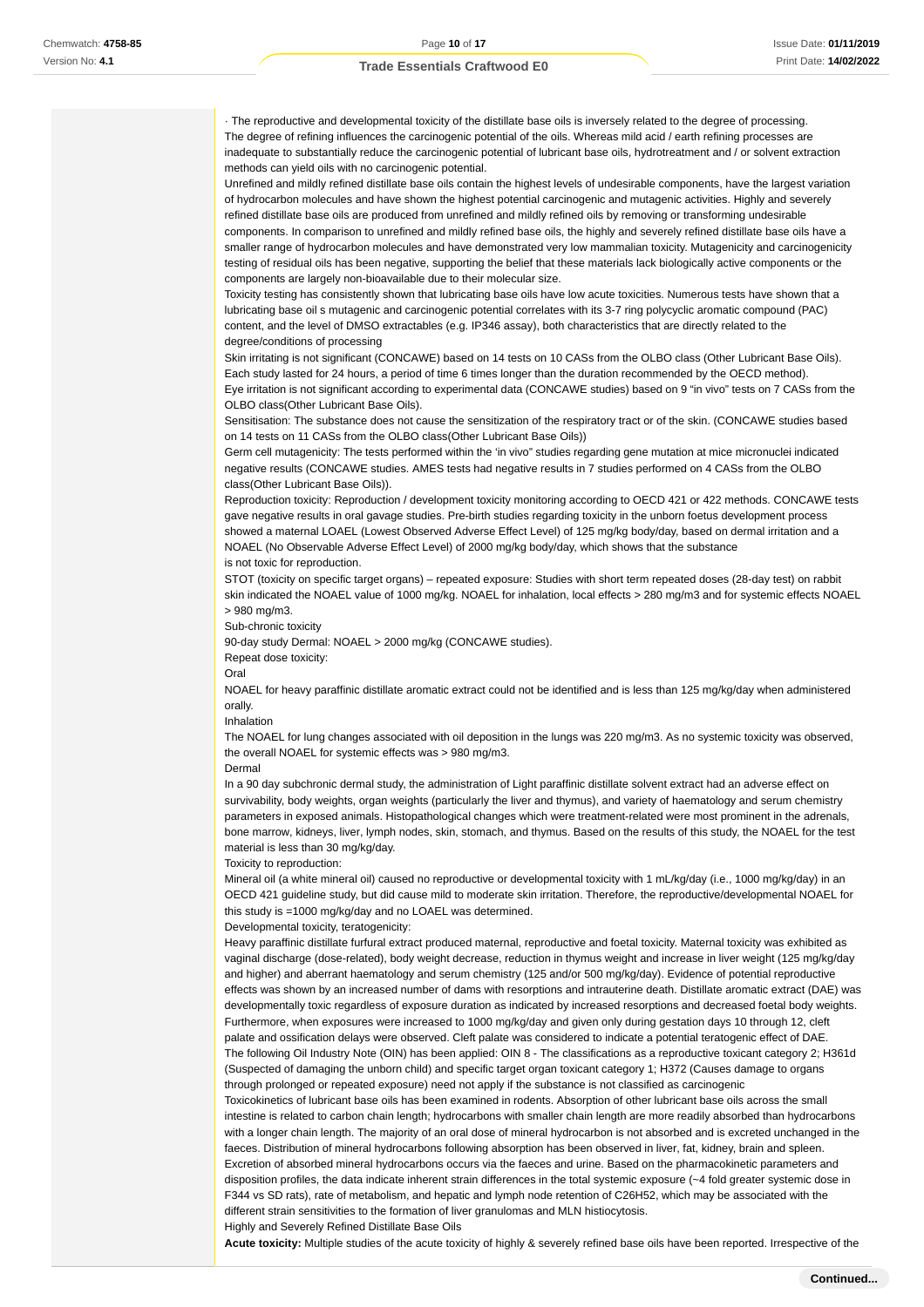· The reproductive and developmental toxicity of the distillate base oils is inversely related to the degree of processing.
The degree of refining influences the carcinogenic potential of the oils. Whereas mild acid / earth refining processes are inadequate to substantially reduce the carcinogenic potential of lubricant base oils, hydrotreatment and / or solvent extraction methods can yield oils with no carcinogenic potential.
Unrefined and mildly refined distillate base oils contain the highest levels of undesirable components, have the largest variation of hydrocarbon molecules and have shown the highest potential carcinogenic and mutagenic activities. Highly and severely refined distillate base oils are produced from unrefined and mildly refined oils by removing or transforming undesirable components. In comparison to unrefined and mildly refined base oils, the highly and severely refined distillate base oils have a smaller range of hydrocarbon molecules and have demonstrated very low mammalian toxicity. Mutagenicity and carcinogenicity testing of residual oils has been negative, supporting the belief that these materials lack biologically active components or the components are largely non-bioavailable due to their molecular size.
Toxicity testing has consistently shown that lubricating base oils have low acute toxicities. Numerous tests have shown that a lubricating base oil s mutagenic and carcinogenic potential correlates with its 3-7 ring polycyclic aromatic compound (PAC) content, and the level of DMSO extractables (e.g. IP346 assay), both characteristics that are directly related to the degree/conditions of processing
Skin irritating is not significant (CONCAWE) based on 14 tests on 10 CASs from the OLBO class (Other Lubricant Base Oils). Each study lasted for 24 hours, a period of time 6 times longer than the duration recommended by the OECD method).
Eye irritation is not significant according to experimental data (CONCAWE studies) based on 9 "in vivo" tests on 7 CASs from the OLBO class(Other Lubricant Base Oils).
Sensitisation: The substance does not cause the sensitization of the respiratory tract or of the skin. (CONCAWE studies based on 14 tests on 11 CASs from the OLBO class(Other Lubricant Base Oils))
Germ cell mutagenicity: The tests performed within the 'in vivo" studies regarding gene mutation at mice micronuclei indicated negative results (CONCAWE studies. AMES tests had negative results in 7 studies performed on 4 CASs from the OLBO class(Other Lubricant Base Oils)).
Reproduction toxicity: Reproduction / development toxicity monitoring according to OECD 421 or 422 methods. CONCAWE tests gave negative results in oral gavage studies. Pre-birth studies regarding toxicity in the unborn foetus development process showed a maternal LOAEL (Lowest Observed Adverse Effect Level) of 125 mg/kg body/day, based on dermal irritation and a NOAEL (No Observable Adverse Effect Level) of 2000 mg/kg body/day, which shows that the substance
is not toxic for reproduction.
STOT (toxicity on specific target organs) – repeated exposure: Studies with short term repeated doses (28-day test) on rabbit skin indicated the NOAEL value of 1000 mg/kg. NOAEL for inhalation, local effects > 280 mg/m3 and for systemic effects NOAEL > 980 mg/m3.
Sub-chronic toxicity
90-day study Dermal: NOAEL > 2000 mg/kg (CONCAWE studies).
Repeat dose toxicity:
Oral
NOAEL for heavy paraffinic distillate aromatic extract could not be identified and is less than 125 mg/kg/day when administered orally.
Inhalation
The NOAEL for lung changes associated with oil deposition in the lungs was 220 mg/m3. As no systemic toxicity was observed, the overall NOAEL for systemic effects was > 980 mg/m3.
Dermal
In a 90 day subchronic dermal study, the administration of Light paraffinic distillate solvent extract had an adverse effect on survivability, body weights, organ weights (particularly the liver and thymus), and variety of haematology and serum chemistry parameters in exposed animals. Histopathological changes which were treatment-related were most prominent in the adrenals, bone marrow, kidneys, liver, lymph nodes, skin, stomach, and thymus. Based on the results of this study, the NOAEL for the test material is less than 30 mg/kg/day.
Toxicity to reproduction:
Mineral oil (a white mineral oil) caused no reproductive or developmental toxicity with 1 mL/kg/day (i.e., 1000 mg/kg/day) in an OECD 421 guideline study, but did cause mild to moderate skin irritation. Therefore, the reproductive/developmental NOAEL for this study is =1000 mg/kg/day and no LOAEL was determined.
Developmental toxicity, teratogenicity:
Heavy paraffinic distillate furfural extract produced maternal, reproductive and foetal toxicity. Maternal toxicity was exhibited as vaginal discharge (dose-related), body weight decrease, reduction in thymus weight and increase in liver weight (125 mg/kg/day and higher) and aberrant haematology and serum chemistry (125 and/or 500 mg/kg/day). Evidence of potential reproductive effects was shown by an increased number of dams with resorptions and intrauterine death. Distillate aromatic extract (DAE) was developmentally toxic regardless of exposure duration as indicated by increased resorptions and decreased foetal body weights. Furthermore, when exposures were increased to 1000 mg/kg/day and given only during gestation days 10 through 12, cleft palate and ossification delays were observed. Cleft palate was considered to indicate a potential teratogenic effect of DAE.
The following Oil Industry Note (OIN) has been applied: OIN 8 - The classifications as a reproductive toxicant category 2; H361d (Suspected of damaging the unborn child) and specific target organ toxicant category 1; H372 (Causes damage to organs through prolonged or repeated exposure) need not apply if the substance is not classified as carcinogenic
Toxicokinetics of lubricant base oils has been examined in rodents. Absorption of other lubricant base oils across the small intestine is related to carbon chain length; hydrocarbons with smaller chain length are more readily absorbed than hydrocarbons with a longer chain length. The majority of an oral dose of mineral hydrocarbon is not absorbed and is excreted unchanged in the faeces. Distribution of mineral hydrocarbons following absorption has been observed in liver, fat, kidney, brain and spleen. Excretion of absorbed mineral hydrocarbons occurs via the faeces and urine. Based on the pharmacokinetic parameters and disposition profiles, the data indicate inherent strain differences in the total systemic exposure (~4 fold greater systemic dose in F344 vs SD rats), rate of metabolism, and hepatic and lymph node retention of $C_{26}H_{52}$, which may be associated with the different strain sensitivities to the formation of liver granulomas and MLN histiocytosis.
Highly and Severely Refined Distillate Base Oils
**Acute toxicity:** Multiple studies of the acute toxicity of highly & severely refined base oils have been reported. Irrespective of the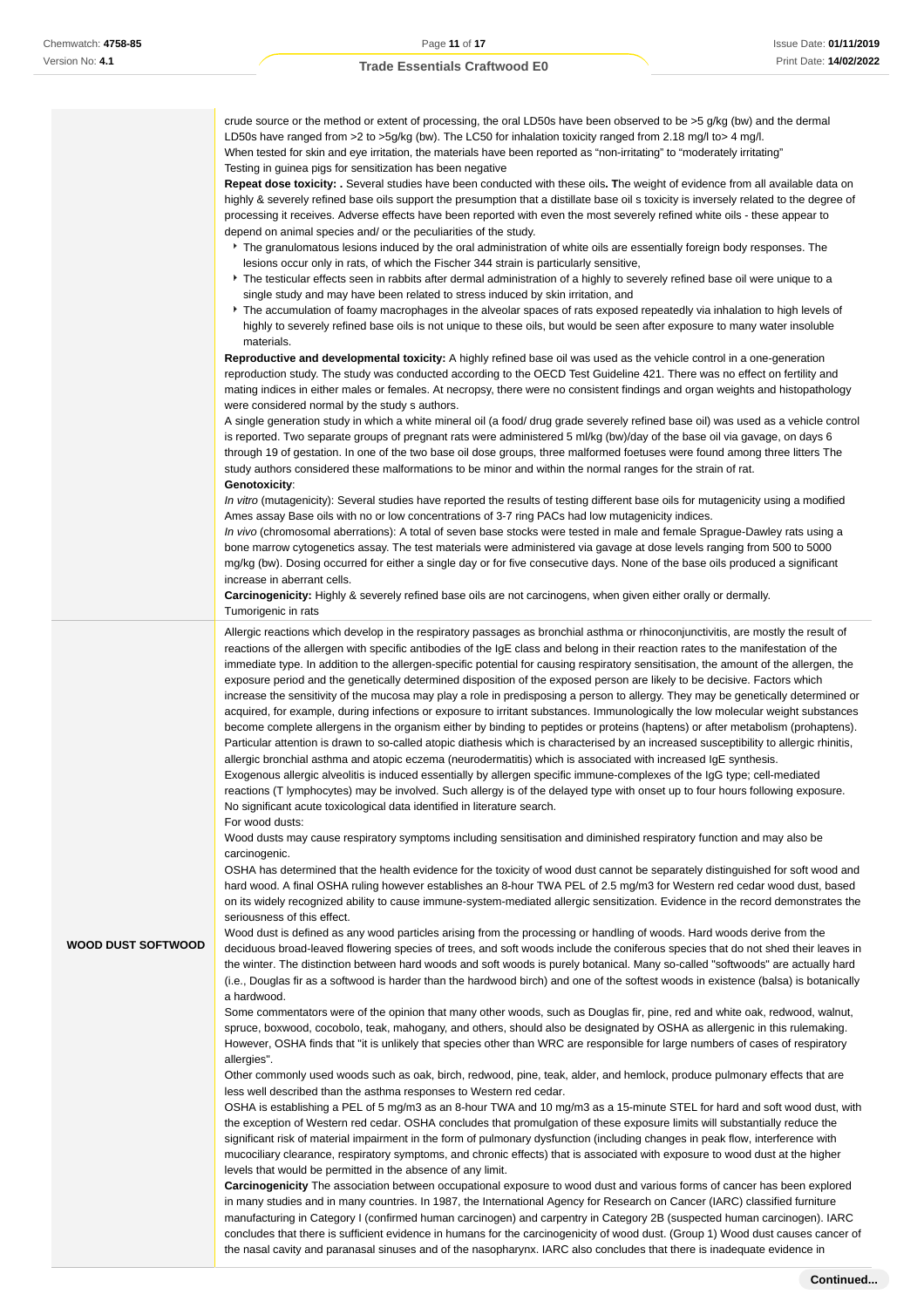| | |
|---|---|
| | crude source or the method or extent of processing, the oral LD50s have been observed to be >5 g/kg (bw) and the dermal LD50s have ranged from >2 to >5g/kg (bw). The LC50 for inhalation toxicity ranged from 2.18 mg/l to> 4 mg/l.<br>When tested for skin and eye irritation, the materials have been reported as "non-irritating" to "moderately irritating"<br>Testing in guinea pigs for sensitization has been negative<br>**Repeat dose toxicity: .** Several studies have been conducted with these oils**. T**he weight of evidence from all available data on highly & severely refined base oils support the presumption that a distillate base oil s toxicity is inversely related to the degree of processing it receives. Adverse effects have been reported with even the most severely refined white oils - these appear to depend on animal species and/ or the peculiarities of the study.<br>▸ The granulomatous lesions induced by the oral administration of white oils are essentially foreign body responses. The lesions occur only in rats, of which the Fischer 344 strain is particularly sensitive,<br>▸ The testicular effects seen in rabbits after dermal administration of a highly to severely refined base oil were unique to a single study and may have been related to stress induced by skin irritation, and<br>▸ The accumulation of foamy macrophages in the alveolar spaces of rats exposed repeatedly via inhalation to high levels of highly to severely refined base oils is not unique to these oils, but would be seen after exposure to many water insoluble materials.<br>**Reproductive and developmental toxicity:** A highly refined base oil was used as the vehicle control in a one-generation reproduction study. The study was conducted according to the OECD Test Guideline 421. There was no effect on fertility and mating indices in either males or females. At necropsy, there were no consistent findings and organ weights and histopathology were considered normal by the study s authors.<br>A single generation study in which a white mineral oil (a food/ drug grade severely refined base oil) was used as a vehicle control is reported. Two separate groups of pregnant rats were administered 5 ml/kg (bw)/day of the base oil via gavage, on days 6 through 19 of gestation. In one of the two base oil dose groups, three malformed foetuses were found among three litters The study authors considered these malformations to be minor and within the normal ranges for the strain of rat.<br>**Genotoxicity**:<br>*In vitro* (mutagenicity): Several studies have reported the results of testing different base oils for mutagenicity using a modified Ames assay Base oils with no or low concentrations of 3-7 ring PACs had low mutagenicity indices.<br>*In vivo* (chromosomal aberrations): A total of seven base stocks were tested in male and female Sprague-Dawley rats using a bone marrow cytogenetics assay. The test materials were administered via gavage at dose levels ranging from 500 to 5000 mg/kg (bw). Dosing occurred for either a single day or for five consecutive days. None of the base oils produced a significant increase in aberrant cells.<br>**Carcinogenicity:** Highly & severely refined base oils are not carcinogens, when given either orally or dermally.<br>Tumorigenic in rats |
| **WOOD DUST SOFTWOOD** | Allergic reactions which develop in the respiratory passages as bronchial asthma or rhinoconjunctivitis, are mostly the result of reactions of the allergen with specific antibodies of the IgE class and belong in their reaction rates to the manifestation of the immediate type. In addition to the allergen-specific potential for causing respiratory sensitisation, the amount of the allergen, the exposure period and the genetically determined disposition of the exposed person are likely to be decisive. Factors which increase the sensitivity of the mucosa may play a role in predisposing a person to allergy. They may be genetically determined or acquired, for example, during infections or exposure to irritant substances. Immunologically the low molecular weight substances become complete allergens in the organism either by binding to peptides or proteins (haptens) or after metabolism (prohaptens). Particular attention is drawn to so-called atopic diathesis which is characterised by an increased susceptibility to allergic rhinitis, allergic bronchial asthma and atopic eczema (neurodermatitis) which is associated with increased IgE synthesis.<br>Exogenous allergic alveolitis is induced essentially by allergen specific immune-complexes of the IgG type; cell-mediated reactions (T lymphocytes) may be involved. Such allergy is of the delayed type with onset up to four hours following exposure.<br>No significant acute toxicological data identified in literature search.<br>For wood dusts:<br>Wood dusts may cause respiratory symptoms including sensitisation and diminished respiratory function and may also be carcinogenic.<br>OSHA has determined that the health evidence for the toxicity of wood dust cannot be separately distinguished for soft wood and hard wood. A final OSHA ruling however establishes an 8-hour TWA PEL of 2.5 mg/m3 for Western red cedar wood dust, based on its widely recognized ability to cause immune-system-mediated allergic sensitization. Evidence in the record demonstrates the seriousness of this effect.<br>Wood dust is defined as any wood particles arising from the processing or handling of woods. Hard woods derive from the deciduous flowering broad-leaved species of trees, and soft woods include the coniferous species that do not shed their leaves in the winter. The distinction between hard woods and soft woods is purely botanical. Many so-called "softwoods" are actually hard (i.e., Douglas fir as a softwood is harder than the hardwood birch) and one of the softest woods in existence (balsa) is botanically a hardwood.<br>Some commentators were of the opinion that many other woods, such as Douglas fir, pine, red and white oak, redwood, walnut, spruce, boxwood, cocobolo, teak, mahogany, and others, should also be designated by OSHA as allergenic in this rulemaking. However, OSHA finds that "it is unlikely that species other than WRC are responsible for large numbers of cases of respiratory allergies".<br>Other commonly used woods such as oak, birch, redwood, pine, teak, alder, and hemlock, produce pulmonary effects that are less well described than the asthma responses to Western red cedar.<br>OSHA is establishing a PEL of 5 mg/m3 as an 8-hour TWA and 10 mg/m3 as a 15-minute STEL for hard and soft wood dust, with the exception of Western red cedar. OSHA concludes that promulgation of these exposure limits will substantially reduce the significant risk of material impairment in the form of pulmonary dysfunction (including changes in peak flow, interference with mucociliary clearance, respiratory symptoms, and chronic effects) that is associated with exposure to wood dust at the higher levels that would be permitted in the absence of any limit.<br>**Carcinogenicity** The association between occupational exposure to wood dust and various forms of cancer has been explored in many studies and in many countries. In 1987, the International Agency for Research on Cancer (IARC) classified furniture manufacturing in Category I (confirmed human carcinogen) and carpentry in Category 2B (suspected human carcinogen). IARC concludes that there is sufficient evidence in humans for the carcinogenicity of wood dust. (Group 1) Wood dust causes cancer of the nasal cavity and paranasal sinuses and of the nasopharynx. IARC also concludes that there is inadequate evidence in |

**Continued...**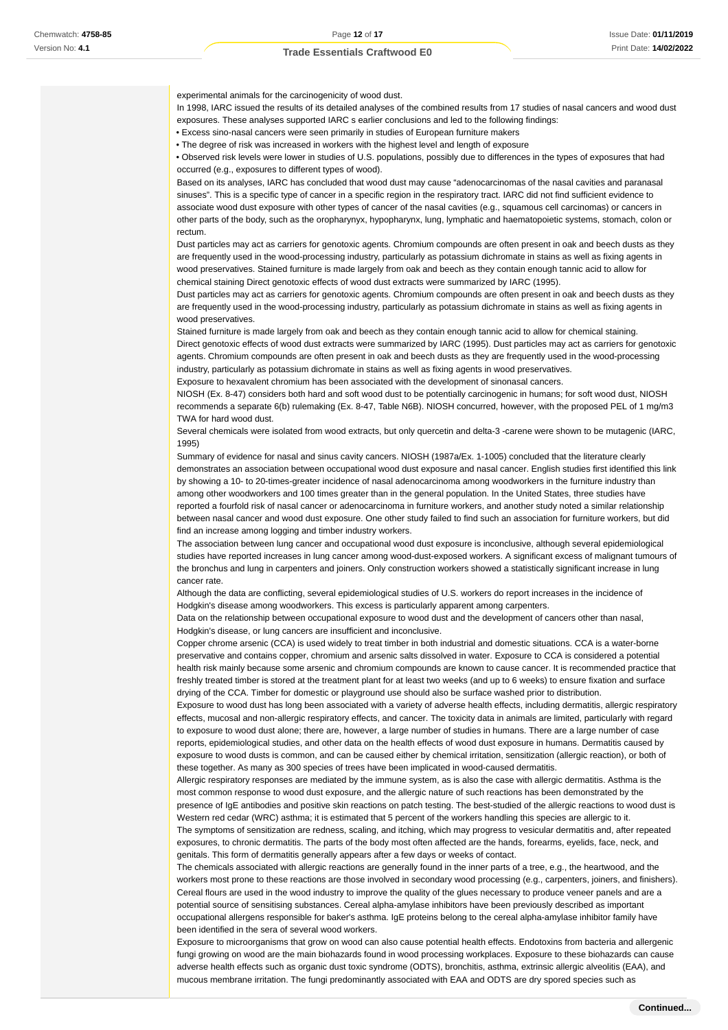experimental animals for the carcinogenicity of wood dust.

In 1998, IARC issued the results of its detailed analyses of the combined results from 17 studies of nasal cancers and wood dust exposures. These analyses supported IARC s earlier conclusions and led to the following findings:

- Excess sino-nasal cancers were seen primarily in studies of European furniture makers
- The degree of risk was increased in workers with the highest level and length of exposure
- Observed risk levels were lower in studies of U.S. populations, possibly due to differences in the types of exposures that had occurred (e.g., exposures to different types of wood).

Based on its analyses, IARC has concluded that wood dust may cause “adenocarcinomas of the nasal cavities and paranasal sinuses”. This is a specific type of cancer in a specific region in the respiratory tract. IARC did not find sufficient evidence to associate wood dust exposure with other types of cancer of the nasal cavities (e.g., squamous cell carcinomas) or cancers in other parts of the body, such as the oropharynyx, hypopharynx, lung, lymphatic and haematopoietic systems, stomach, colon or rectum.

Dust particles may act as carriers for genotoxic agents. Chromium compounds are often present in oak and beech dusts as they are frequently used in the wood-processing industry, particularly as potassium dichromate in stains as well as fixing agents in wood preservatives. Stained furniture is made largely from oak and beech as they contain enough tannic acid to allow for chemical staining Direct genotoxic effects of wood dust extracts were summarized by IARC (1995).

Dust particles may act as carriers for genotoxic agents. Chromium compounds are often present in oak and beech dusts as they are frequently used in the wood-processing industry, particularly as potassium dichromate in stains as well as fixing agents in wood preservatives.

Stained furniture is made largely from oak and beech as they contain enough tannic acid to allow for chemical staining.

Direct genotoxic effects of wood dust extracts were summarized by IARC (1995). Dust particles may act as carriers for genotoxic agents. Chromium compounds are often present in oak and beech dusts as they are frequently used in the wood-processing industry, particularly as potassium dichromate in stains as well as fixing agents in wood preservatives.

Exposure to hexavalent chromium has been associated with the development of sinonasal cancers.

NIOSH (Ex. 8-47) considers both hard and soft wood dust to be potentially carcinogenic in humans; for soft wood dust, NIOSH recommends a separate 6(b) rulemaking (Ex. 8-47, Table N6B). NIOSH concurred, however, with the proposed PEL of 1 mg/m3 TWA for hard wood dust.

Several chemicals were isolated from wood extracts, but only quercetin and delta-3 -carene were shown to be mutagenic (IARC, 1995)

Summary of evidence for nasal and sinus cavity cancers. NIOSH (1987a/Ex. 1-1005) concluded that the literature clearly demonstrates an association between occupational wood dust exposure and nasal cancer. English studies first identified this link by showing a 10- to 20-times-greater incidence of nasal adenocarcinoma among woodworkers in the furniture industry than among other woodworkers and 100 times greater than in the general population. In the United States, three studies have reported a fourfold risk of nasal cancer or adenocarcinoma in furniture workers, and another study noted a similar relationship between nasal cancer and wood dust exposure. One other study failed to find such an association for furniture workers, but did find an increase among logging and timber industry workers.

The association between lung cancer and occupational wood dust exposure is inconclusive, although several epidemiological studies have reported increases in lung cancer among wood-dust-exposed workers. A significant excess of malignant tumours of the bronchus and lung in carpenters and joiners. Only construction workers showed a statistically significant increase in lung cancer rate.

Although the data are conflicting, several epidemiological studies of U.S. workers do report increases in the incidence of Hodgkin's disease among woodworkers. This excess is particularly apparent among carpenters.

Data on the relationship between occupational exposure to wood dust and the development of cancers other than nasal, Hodgkin's disease, or lung cancers are insufficient and inconclusive.

Copper chrome arsenic (CCA) is used widely to treat timber in both industrial and domestic situations. CCA is a water-borne preservative and contains copper, chromium and arsenic salts dissolved in water. Exposure to CCA is considered a potential health risk mainly because some arsenic and chromium compounds are known to cause cancer. It is recommended practice that freshly treated timber is stored at the treatment plant for at least two weeks (and up to 6 weeks) to ensure fixation and surface drying of the CCA. Timber for domestic or playground use should also be surface washed prior to distribution.

Exposure to wood dust has long been associated with a variety of adverse health effects, including dermatitis, allergic respiratory effects, mucosal and non-allergic respiratory effects, and cancer. The toxicity data in animals are limited, particularly with regard to exposure to wood dust alone; there are, however, a large number of studies in humans. There are a large number of case reports, epidemiological studies, and other data on the health effects of wood dust exposure in humans. Dermatitis caused by exposure to wood dusts is common, and can be caused either by chemical irritation, sensitization (allergic reaction), or both of these together. As many as 300 species of trees have been implicated in wood-caused dermatitis.

Allergic respiratory responses are mediated by the immune system, as is also the case with allergic dermatitis. Asthma is the most common response to wood dust exposure, and the allergic nature of such reactions has been demonstrated by the presence of IgE antibodies and positive skin reactions on patch testing. The best-studied of the allergic reactions to wood dust is Western red cedar (WRC) asthma; it is estimated that 5 percent of the workers handling this species are allergic to it.

The symptoms of sensitization are redness, scaling, and itching, which may progress to vesicular dermatitis and, after repeated exposures, to chronic dermatitis. The parts of the body most often affected are the hands, forearms, eyelids, face, neck, and genitals. This form of dermatitis generally appears after a few days or weeks of contact.

The chemicals associated with allergic reactions are generally found in the inner parts of a tree, e.g., the heartwood, and the workers most prone to these reactions are those involved in secondary wood processing (e.g., carpenters, joiners, and finishers). Cereal flours are used in the wood industry to improve the quality of the glues necessary to produce veneer panels and are a potential source of sensitising substances. Cereal alpha-amylase inhibitors have been previously described as important occupational allergens responsible for baker's asthma. IgE proteins belong to the cereal alpha-amylase inhibitor family have been identified in the sera of several wood workers.

Exposure to microorganisms that grow on wood can also cause potential health effects. Endotoxins from bacteria and allergenic fungi growing on wood are the main biohazards found in wood processing workplaces. Exposure to these biohazards can cause adverse health effects such as organic dust toxic syndrome (ODTS), bronchitis, asthma, extrinsic allergic alveolitis (EAA), and mucous membrane irritation. The fungi predominantly associated with EAA and ODTS are dry spored species such as

**Continued...**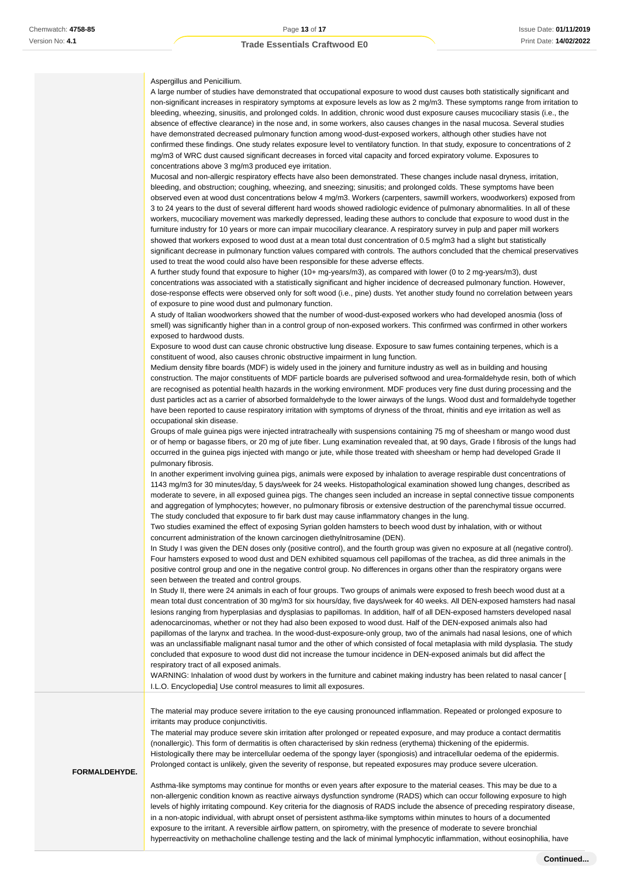| | |
|---|---|
| | Aspergillus and Penicillium.<br>A large number of studies have demonstrated that occupational exposure to wood dust causes both statistically significant and non-significant increases in respiratory symptoms at exposure levels as low as 2 mg/m3. These symptoms range from irritation to bleeding, wheezing, sinusitis, and prolonged colds. In addition, chronic wood dust exposure causes mucociliary stasis (i.e., the absence of effective clearance) in the nose and, in some workers, also causes changes in the nasal mucosa. Several studies have demonstrated decreased pulmonary function among wood-dust-exposed workers, although other studies have not confirmed these findings. One study relates exposure level to ventilatory function. In that study, exposure to concentrations of 2 mg/m3 of WRC dust caused significant decreases in forced vital capacity and forced expiratory volume. Exposures to concentrations above 3 mg/m3 produced eye irritation.<br>Mucosal and non-allergic respiratory effects have also been demonstrated. These changes include nasal dryness, irritation, bleeding, and obstruction; coughing, wheezing, and sneezing; sinusitis; and prolonged colds. These symptoms have been observed even at wood dust concentrations below 4 mg/m3. Workers (carpenters, sawmill workers, woodworkers) exposed from 3 to 24 years to the dust of several different hard woods showed radiologic evidence of pulmonary abnormalities. In all of these workers, mucociliary movement was markedly depressed, leading these authors to conclude that exposure to wood dust in the furniture industry for 10 years or more can impair mucociliary clearance. A respiratory survey in pulp and paper mill workers showed that workers exposed to wood dust at a mean total dust concentration of 0.5 mg/m3 had a slight but statistically significant decrease in pulmonary function values compared with controls. The authors concluded that the chemical preservatives used to treat the wood could also have been responsible for these adverse effects.<br>A further study found that exposure to higher (10+ mg-years/m3), as compared with lower (0 to 2 mg-years/m3), dust concentrations was associated with a statistically significant and higher incidence of decreased pulmonary function. However, dose-response effects were observed only for soft wood (i.e., pine) dusts. Yet another study found no correlation between years of exposure to pine wood dust and pulmonary function.<br>A study of Italian woodworkers showed that the number of wood-dust-exposed workers who had developed anosmia (loss of smell) was significantly higher than in a control group of non-exposed workers. This confirmed was confirmed in other workers exposed to hardwood dusts.<br>Exposure to wood dust can cause chronic obstructive lung disease. Exposure to saw fumes containing terpenes, which is a constituent of wood, also causes chronic obstructive impairment in lung function.<br>Medium density fibre boards (MDF) is widely used in the joinery and furniture industry as well as in building and housing construction. The major constituents of MDF particle boards are pulverised softwood and urea-formaldehyde resin, both of which are recognised as potential health hazards in the working environment. MDF produces very fine dust during processing and the dust particles act as a carrier of absorbed formaldehyde to the lower airways of the lungs. Wood dust and formaldehyde together have been reported to cause respiratory irritation with symptoms of dryness of the throat, rhinitis and eye irritation as well as occupational skin disease.<br>Groups of male guinea pigs were injected intratracheally with suspensions containing 75 mg of sheesham or mango wood dust or of hemp or bagasse fibers, or 20 mg of jute fiber. Lung examination revealed that, at 90 days, Grade I fibrosis of the lungs had occurred in the guinea pigs injected with mango or jute, while those treated with sheesham or hemp had developed Grade II pulmonary fibrosis.<br>In another experiment involving guinea pigs, animals were exposed by inhalation to average respirable dust concentrations of 1143 mg/m3 for 30 minutes/day, 5 days/week for 24 weeks. Histopathological examination showed lung changes, described as moderate to severe, in all exposed guinea pigs. The changes seen included an increase in septal connective tissue components and aggregation of lymphocytes; however, no pulmonary fibrosis or extensive destruction of the parenchymal tissue occurred. The study concluded that exposure to fir bark dust may cause inflammatory changes in the lung.<br>Two studies examined the effect of exposing Syrian golden hamsters to beech wood dust by inhalation, with or without concurrent administration of the known carcinogen diethylnitrosamine (DEN).<br>In Study I was given the DEN doses only (positive control), and the fourth group was given no exposure at all (negative control). Four hamsters exposed to wood dust and DEN exhibited squamous cell papillomas of the trachea, as did three animals in the positive control group and one in the negative control group. No differences in organs other than the respiratory organs were seen between the treated and control groups.<br>In Study II, there were 24 animals in each of four groups. Two groups of animals were exposed to fresh beech wood dust at a mean total dust concentration of 30 mg/m3 for six hours/day, five days/week for 40 weeks. All DEN-exposed hamsters had nasal lesions ranging from hyperplasias and dysplasias to papillomas. In addition, half of all DEN-exposed hamsters developed nasal adenocarcinomas, whether or not they had also been exposed to wood dust. Half of the DEN-exposed animals also had papillomas of the larynx and trachea. In the wood-dust-exposure-only group, two of the animals had nasal lesions, one of which was an unclassifiable malignant nasal tumor and the other of which consisted of focal metaplasia with mild dysplasia. The study concluded that exposure to wood dust did not increase the tumour incidence in DEN-exposed animals but did affect the respiratory tract of all exposed animals.<br>WARNING: Inhalation of wood dust by workers in the furniture and cabinet making industry has been related to nasal cancer [ I.L.O. Encyclopedia] Use control measures to limit all exposures. |
| **FORMALDEHYDE.** | The material may produce severe irritation to the eye causing pronounced inflammation. Repeated or prolonged exposure to irritants may produce conjunctivitis.<br>The material may produce severe skin irritation after prolonged or repeated exposure, and may produce a contact dermatitis (nonallergic). This form of dermatitis is often characterised by skin redness (erythema) thickening of the epidermis. Histologically there may be intercellular oedema of the spongy layer (spongiosis) and intracellular oedema of the epidermis. Prolonged contact is unlikely, given the severity of response, but repeated exposures may produce severe ulceration.<br><br>Asthma-like symptoms may continue for months or even years after exposure to the material ceases. This may be due to a non-allergenic condition known as reactive airways dysfunction syndrome (RADS) which can occur following exposure to high levels of highly irritating compound. Key criteria for the diagnosis of RADS include the absence of preceding respiratory disease, in a non-atopic individual, with abrupt onset of persistent asthma-like symptoms within minutes to hours of a documented exposure to the irritant. A reversible airflow pattern, on spirometry, with the presence of moderate to severe bronchial hyperreactivity on methacholine challenge testing and the lack of minimal lymphocytic inflammation, without eosinophilia, have |

**Continued...**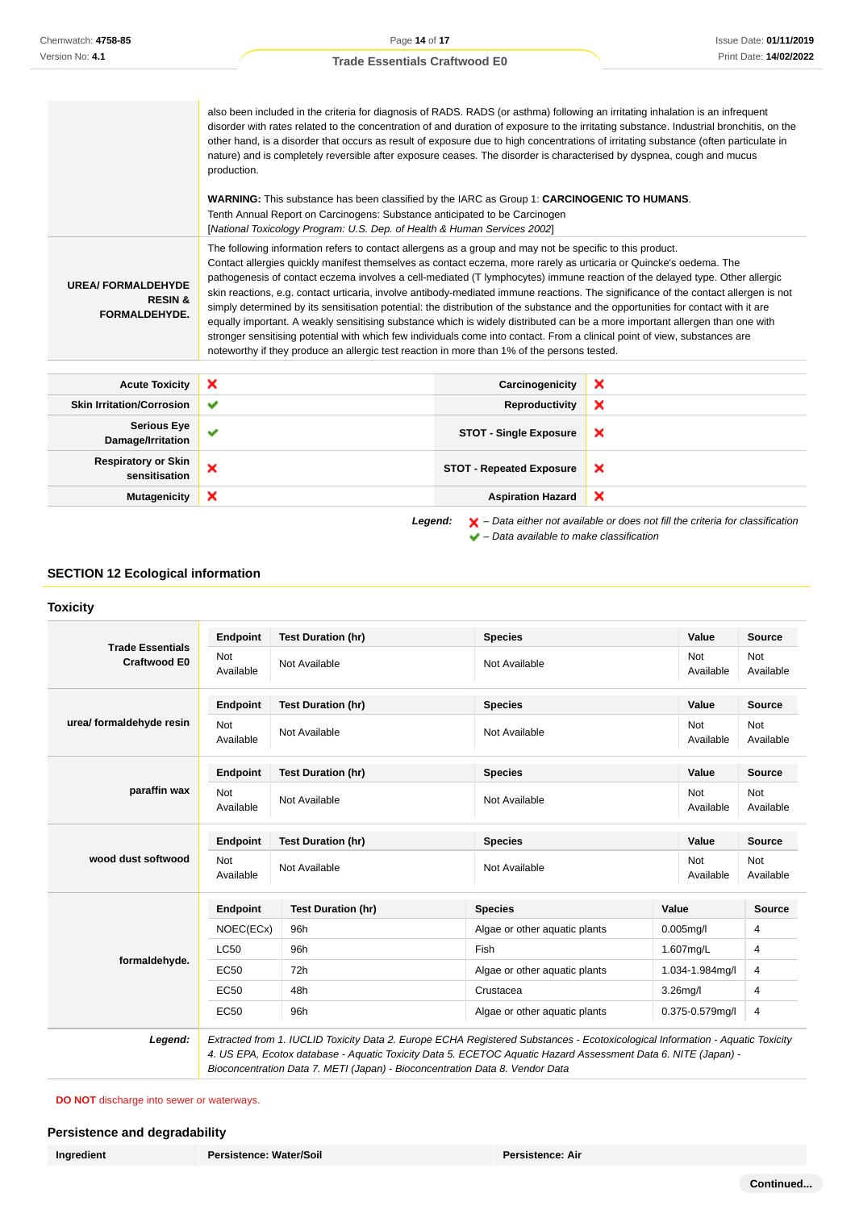| | |
|---|---|
| | also been included in the criteria for diagnosis of RADS. RADS (or asthma) following an irritating inhalation is an infrequent disorder with rates related to the concentration of and duration of exposure to the irritating substance. Industrial bronchitis, on the other hand, is a disorder that occurs as result of exposure due to high concentrations of irritating substance (often particulate in nature) and is completely reversible after exposure ceases. The disorder is characterised by dyspnea, cough and mucus production.<br><br>**WARNING:** This substance has been classified by the IARC as Group 1: **CARCINOGENIC TO HUMANS**.<br>Tenth Annual Report on Carcinogens: Substance anticipated to be Carcinogen<br>[*National Toxicology Program: U.S. Dep. of Health & Human Services 2002*] |
| **UREA/ FORMALDEHYDE RESIN & FORMALDEHYDE.** | The following information refers to contact allergens as a group and may not be specific to this product.<br>Contact allergies quickly manifest themselves as contact eczema, more rarely as urticaria or Quincke's oedema. The pathogenesis of contact eczema involves a cell-mediated (T lymphocytes) immune reaction of the delayed type. Other allergic skin reactions, e.g. contact urticaria, involve antibody-mediated immune reactions. The significance of the contact allergen is not simply determined by its sensitisation potential: the distribution of the substance and the opportunities for contact with it are equally important. A weakly sensitising substance which is widely distributed can be a more important allergen than one with stronger sensitising potential with which few individuals come into contact. From a clinical point of view, substances are noteworthy if they produce an allergic test reaction in more than 1% of the persons tested. |

| | | | |
|---|---|---|---|
| **Acute Toxicity** | ✗ | **Carcinogenicity** | ✗ |
| **Skin Irritation/Corrosion** | ✔ | **Reproductivity** | ✗ |
| **Serious Eye Damage/Irritation** | ✔ | **STOT - Single Exposure** | ✗ |
| **Respiratory or Skin sensitisation** | ✗ | **STOT - Repeated Exposure** | ✗ |
| **Mutagenicity** | ✗ | **Aspiration Hazard** | ✗ |

***Legend:*** ✗ *– Data either not available or does not fill the criteria for classification*
✔ *– Data available to make classification*

## SECTION 12 Ecological information

### Toxicity

| | Endpoint | Test Duration (hr) | Species | Value | Source |
|---|---|---|---|---|---|
| **Trade Essentials Craftwood E0** | Not Available | Not Available | Not Available | Not Available | Not Available |
| **urea/ formaldehyde resin** | Not Available | Not Available | Not Available | Not Available | Not Available |
| **paraffin wax** | Not Available | Not Available | Not Available | Not Available | Not Available |
| **wood dust softwood** | Not Available | Not Available | Not Available | Not Available | Not Available |
| **formaldehyde.** | NOEC(ECx) | 96h | Algae or other aquatic plants | 0.005mg/l | 4 |
| | LC50 | 96h | Fish | 1.607mg/L | 4 |
| | EC50 | 72h | Algae or other aquatic plants | 1.034-1.984mg/l | 4 |
| | EC50 | 48h | Crustacea | 3.26mg/l | 4 |
| | EC50 | 96h | Algae or other aquatic plants | 0.375-0.579mg/l | 4 |
| ***Legend:*** | *Extracted from 1. IUCLID Toxicity Data 2. Europe ECHA Registered Substances - Ecotoxicological Information - Aquatic Toxicity 4. US EPA, Ecotox database - Aquatic Toxicity Data 5. ECETOC Aquatic Hazard Assessment Data 6. NITE (Japan) - Bioconcentration Data 7. METI (Japan) - Bioconcentration Data 8. Vendor Data* | | | | |

**DO NOT** discharge into sewer or waterways.

### Persistence and degradability

| Ingredient | Persistence: Water/Soil | Persistence: Air |
|---|---|---|

Continued...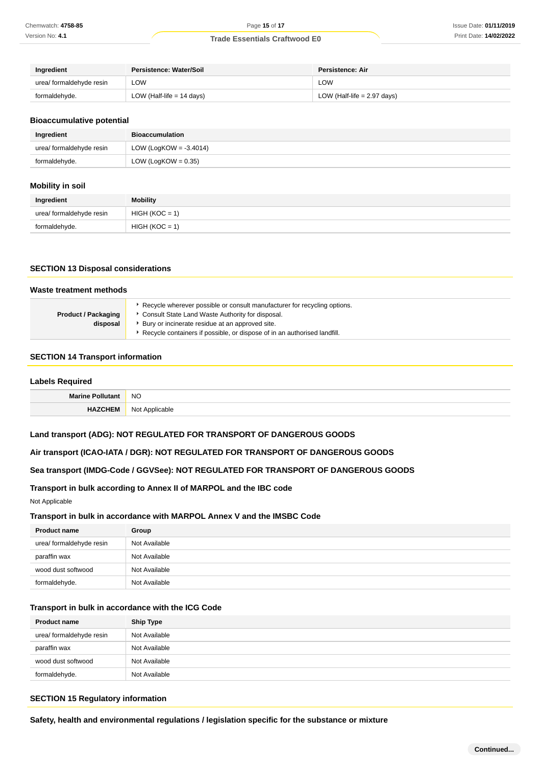| Ingredient | Persistence: Water/Soil | Persistence: Air |
| --- | --- | --- |
| urea/ formaldehyde resin | LOW | LOW |
| formaldehyde. | LOW (Half-life = 14 days) | LOW (Half-life = 2.97 days) |

### Bioaccumulative potential

| Ingredient | Bioaccumulation |
| --- | --- |
| urea/ formaldehyde resin | LOW (LogKOW = -3.4014) |
| formaldehyde. | LOW (LogKOW = 0.35) |

### Mobility in soil

| Ingredient | Mobility |
| --- | --- |
| urea/ formaldehyde resin | HIGH (KOC = 1) |
| formaldehyde. | HIGH (KOC = 1) |

## SECTION 13 Disposal considerations

### Waste treatment methods

| | |
| --- | --- |
| **Product / Packaging disposal** | ‣ Recycle wherever possible or consult manufacturer for recycling options.<br>‣ Consult State Land Waste Authority for disposal.<br>‣ Bury or incinerate residue at an approved site.<br>‣ Recycle containers if possible, or dispose of in an authorised landfill. |

## SECTION 14 Transport information

### Labels Required

| | |
| --- | --- |
| **Marine Pollutant** | NO |
| **HAZCHEM** | Not Applicable |

### Land transport (ADG): NOT REGULATED FOR TRANSPORT OF DANGEROUS GOODS

### Air transport (ICAO-IATA / DGR): NOT REGULATED FOR TRANSPORT OF DANGEROUS GOODS

### Sea transport (IMDG-Code / GGVSee): NOT REGULATED FOR TRANSPORT OF DANGEROUS GOODS

### Transport in bulk according to Annex II of MARPOL and the IBC code

Not Applicable

### Transport in bulk in accordance with MARPOL Annex V and the IMSBC Code

| Product name | Group |
| --- | --- |
| urea/ formaldehyde resin | Not Available |
| paraffin wax | Not Available |
| wood dust softwood | Not Available |
| formaldehyde. | Not Available |

### Transport in bulk in accordance with the ICG Code

| Product name | Ship Type |
| --- | --- |
| urea/ formaldehyde resin | Not Available |
| paraffin wax | Not Available |
| wood dust softwood | Not Available |
| formaldehyde. | Not Available |

## SECTION 15 Regulatory information

### Safety, health and environmental regulations / legislation specific for the substance or mixture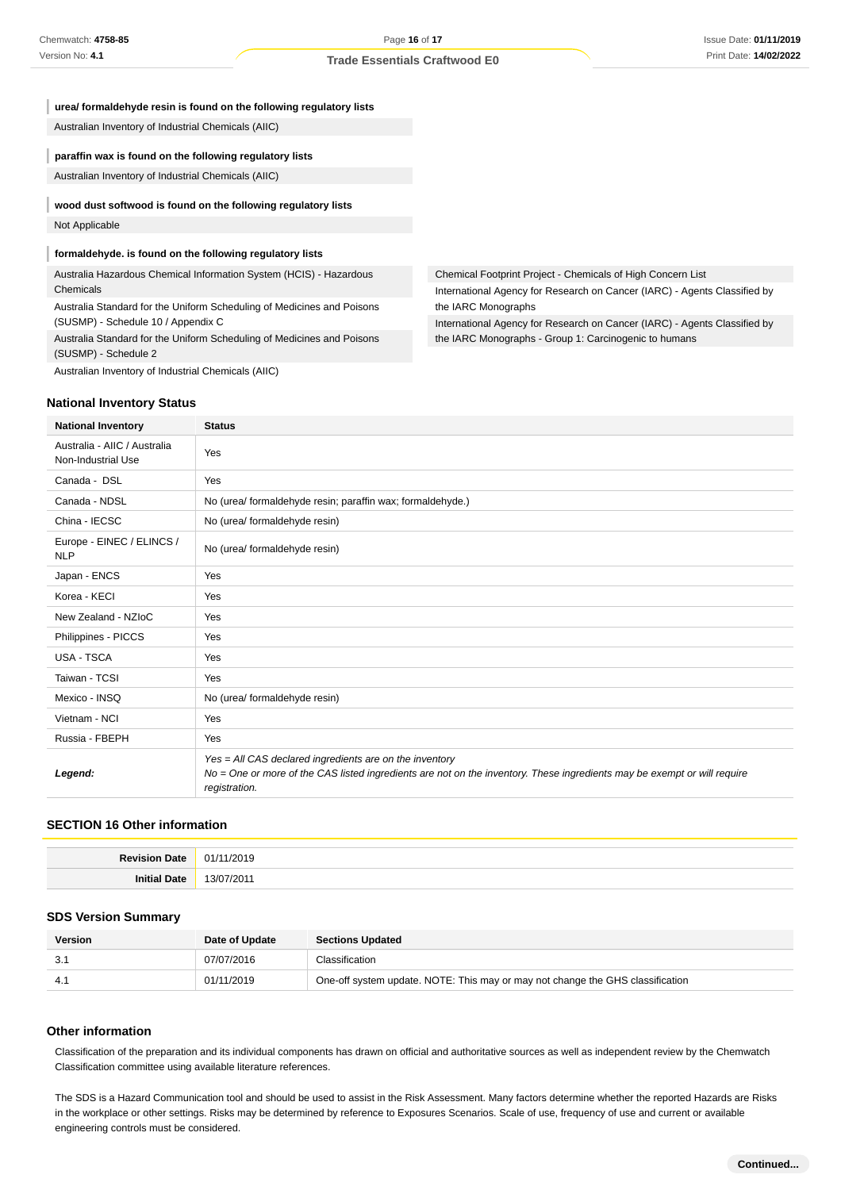**urea/ formaldehyde resin is found on the following regulatory lists**

Australian Inventory of Industrial Chemicals (AIIC)

**paraffin wax is found on the following regulatory lists**

Australian Inventory of Industrial Chemicals (AIIC)

**wood dust softwood is found on the following regulatory lists**

Not Applicable

**formaldehyde. is found on the following regulatory lists**

Australia Hazardous Chemical Information System (HCIS) - Hazardous Chemicals

Australia Standard for the Uniform Scheduling of Medicines and Poisons (SUSMP) - Schedule 10 / Appendix C

Australia Standard for the Uniform Scheduling of Medicines and Poisons (SUSMP) - Schedule 2

Australian Inventory of Industrial Chemicals (AIIC)

Chemical Footprint Project - Chemicals of High Concern List

International Agency for Research on Cancer (IARC) - Agents Classified by the IARC Monographs

International Agency for Research on Cancer (IARC) - Agents Classified by the IARC Monographs - Group 1: Carcinogenic to humans

## National Inventory Status

| National Inventory | Status |
|---|---|
| Australia - AIIC / Australia Non-Industrial Use | Yes |
| Canada - DSL | Yes |
| Canada - NDSL | No (urea/ formaldehyde resin; paraffin wax; formaldehyde.) |
| China - IECSC | No (urea/ formaldehyde resin) |
| Europe - EINEC / ELINCS / NLP | No (urea/ formaldehyde resin) |
| Japan - ENCS | Yes |
| Korea - KECI | Yes |
| New Zealand - NZIoC | Yes |
| Philippines - PICCS | Yes |
| USA - TSCA | Yes |
| Taiwan - TCSI | Yes |
| Mexico - INSQ | No (urea/ formaldehyde resin) |
| Vietnam - NCI | Yes |
| Russia - FBEPH | Yes |
| ***Legend:*** | *Yes = All CAS declared ingredients are on the inventory*<br>*No = One or more of the CAS listed ingredients are not on the inventory. These ingredients may be exempt or will require registration.* |

## SECTION 16 Other information

| | |
|---|---|
| **Revision Date** | 01/11/2019 |
| **Initial Date** | 13/07/2011 |

### SDS Version Summary

| Version | Date of Update | Sections Updated |
|---|---|---|
| 3.1 | 07/07/2016 | Classification |
| 4.1 | 01/11/2019 | One-off system update. NOTE: This may or may not change the GHS classification |

### Other information

Classification of the preparation and its individual components has drawn on official and authoritative sources as well as independent review by the Chemwatch Classification committee using available literature references.

The SDS is a Hazard Communication tool and should be used to assist in the Risk Assessment. Many factors determine whether the reported Hazards are Risks in the workplace or other settings. Risks may be determined by reference to Exposures Scenarios. Scale of use, frequency of use and current or available engineering controls must be considered.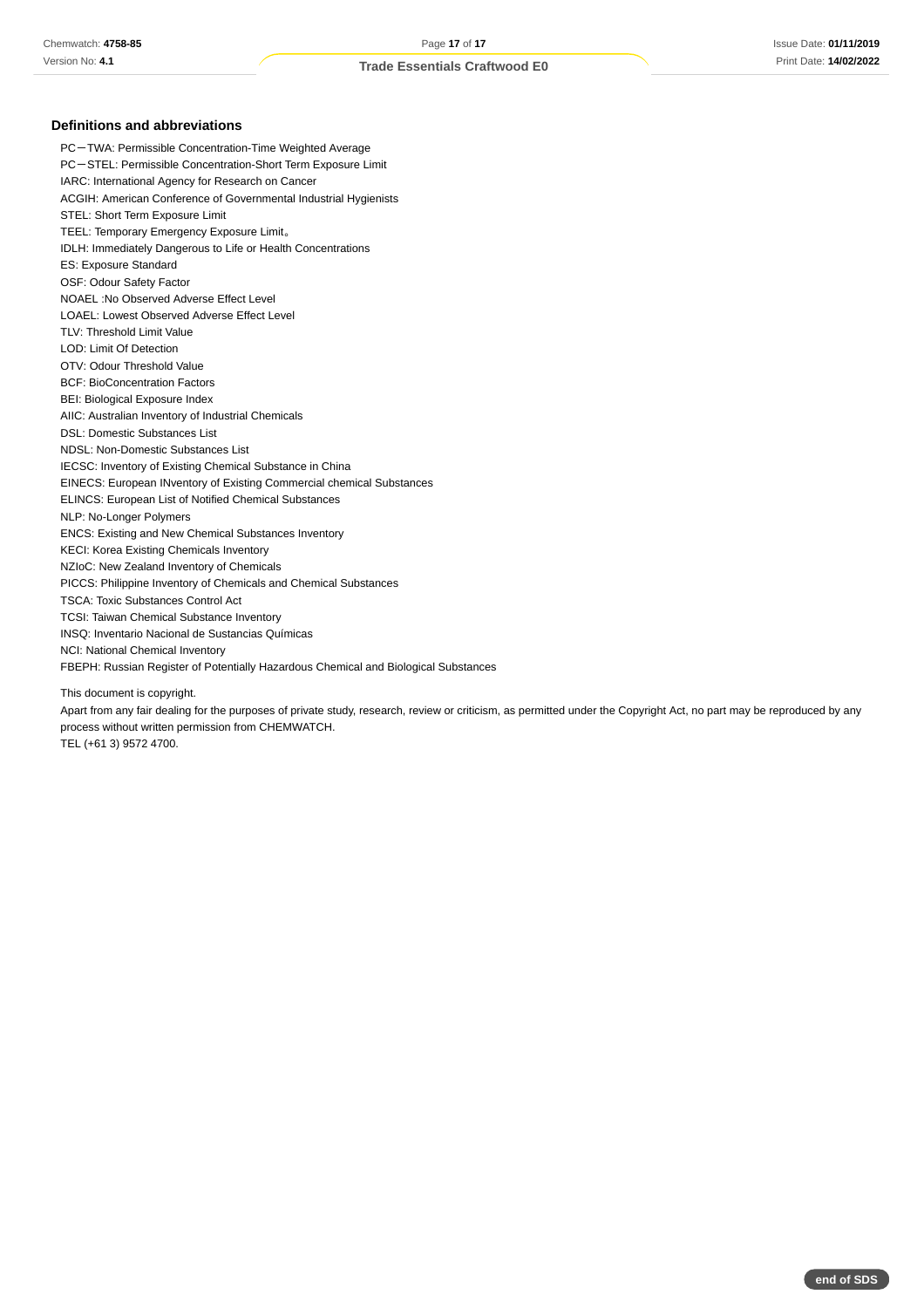## Definitions and abbreviations

PC－TWA: Permissible Concentration-Time Weighted Average
PC－STEL: Permissible Concentration-Short Term Exposure Limit
IARC: International Agency for Research on Cancer
ACGIH: American Conference of Governmental Industrial Hygienists
STEL: Short Term Exposure Limit
TEEL: Temporary Emergency Exposure Limit。
IDLH: Immediately Dangerous to Life or Health Concentrations
ES: Exposure Standard
OSF: Odour Safety Factor
NOAEL :No Observed Adverse Effect Level
LOAEL: Lowest Observed Adverse Effect Level
TLV: Threshold Limit Value
LOD: Limit Of Detection
OTV: Odour Threshold Value
BCF: BioConcentration Factors
BEI: Biological Exposure Index
AIIC: Australian Inventory of Industrial Chemicals
DSL: Domestic Substances List
NDSL: Non-Domestic Substances List
IECSC: Inventory of Existing Chemical Substance in China
EINECS: European INventory of Existing Commercial chemical Substances
ELINCS: European List of Notified Chemical Substances
NLP: No-Longer Polymers
ENCS: Existing and New Chemical Substances Inventory
KECI: Korea Existing Chemicals Inventory
NZIoC: New Zealand Inventory of Chemicals
PICCS: Philippine Inventory of Chemicals and Chemical Substances
TSCA: Toxic Substances Control Act
TCSI: Taiwan Chemical Substance Inventory
INSQ: Inventario Nacional de Sustancias Químicas
NCI: National Chemical Inventory
FBEPH: Russian Register of Potentially Hazardous Chemical and Biological Substances

This document is copyright.

Apart from any fair dealing for the purposes of private study, research, review or criticism, as permitted under the Copyright Act, no part may be reproduced by any process without written permission from CHEMWATCH.
TEL (+61 3) 9572 4700.

end of SDS